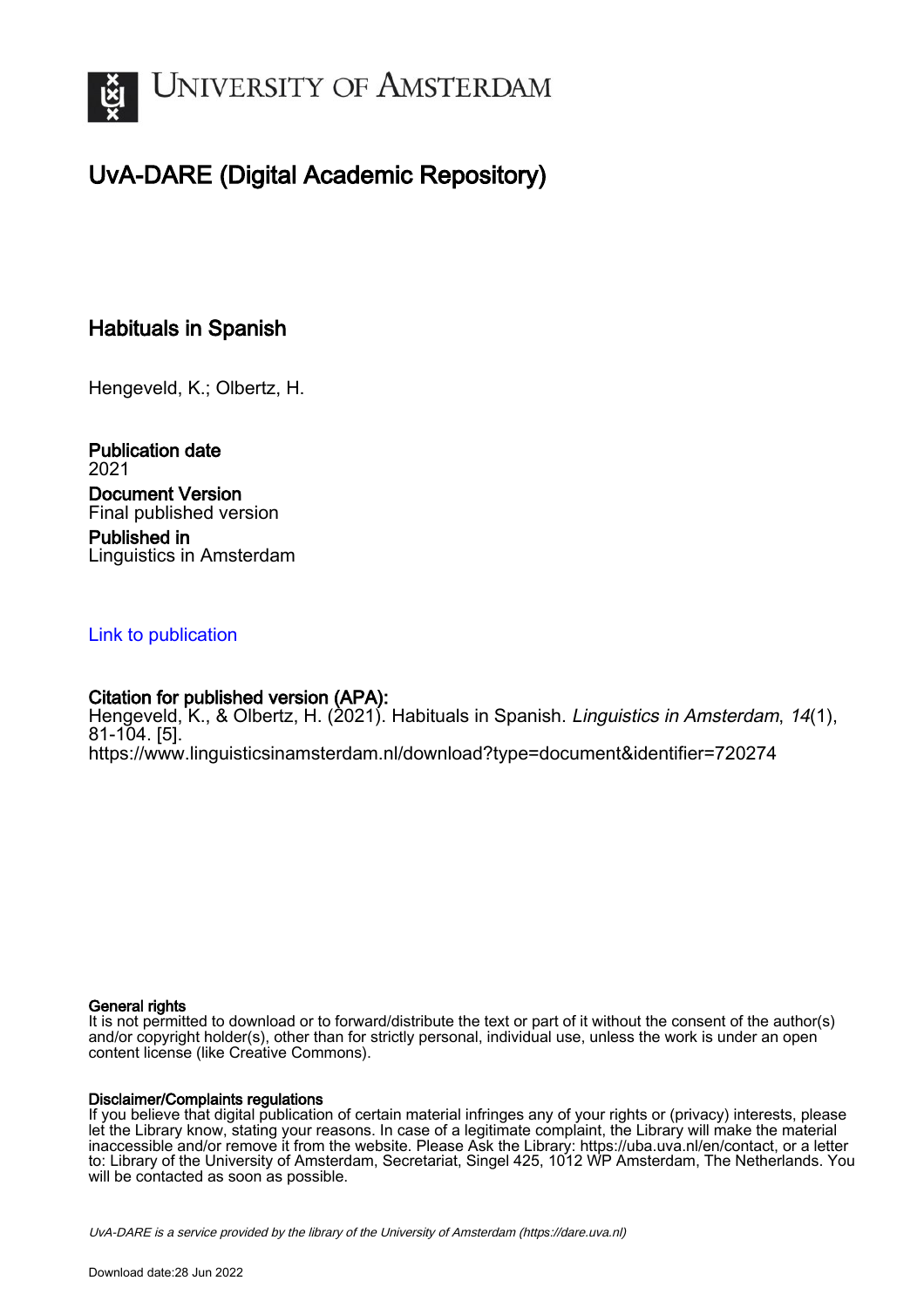# University of Amsterdam

## UvA-DARE (Digital Academic Repository)

### Habituals in Spanish

Hengeveld, K.; Olbertz, H.

**Publication date**
2021

**Document Version**
Final published version

**Published in**
Linguistics in Amsterdam

Link to publication

**Citation for published version (APA):**
Hengeveld, K., & Olbertz, H. (2021). Habituals in Spanish. *Linguistics in Amsterdam*, *14*(1), 81-104. [5]. https://www.linguisticsinamsterdam.nl/download?type=document&identifier=720274

**General rights**
It is not permitted to download or to forward/distribute the text or part of it without the consent of the author(s) and/or copyright holder(s), other than for strictly personal, individual use, unless the work is under an open content license (like Creative Commons).

**Disclaimer/Complaints regulations**
If you believe that digital publication of certain material infringes any of your rights or (privacy) interests, please let the Library know, stating your reasons. In case of a legitimate complaint, the Library will make the material inaccessible and/or remove it from the website. Please Ask the Library: https://uba.uva.nl/en/contact, or a letter to: Library of the University of Amsterdam, Secretariat, Singel 425, 1012 WP Amsterdam, The Netherlands. You will be contacted as soon as possible.

*UvA-DARE is a service provided by the library of the University of Amsterdam (https://dare.uva.nl)*

Download date:28 Jun 2022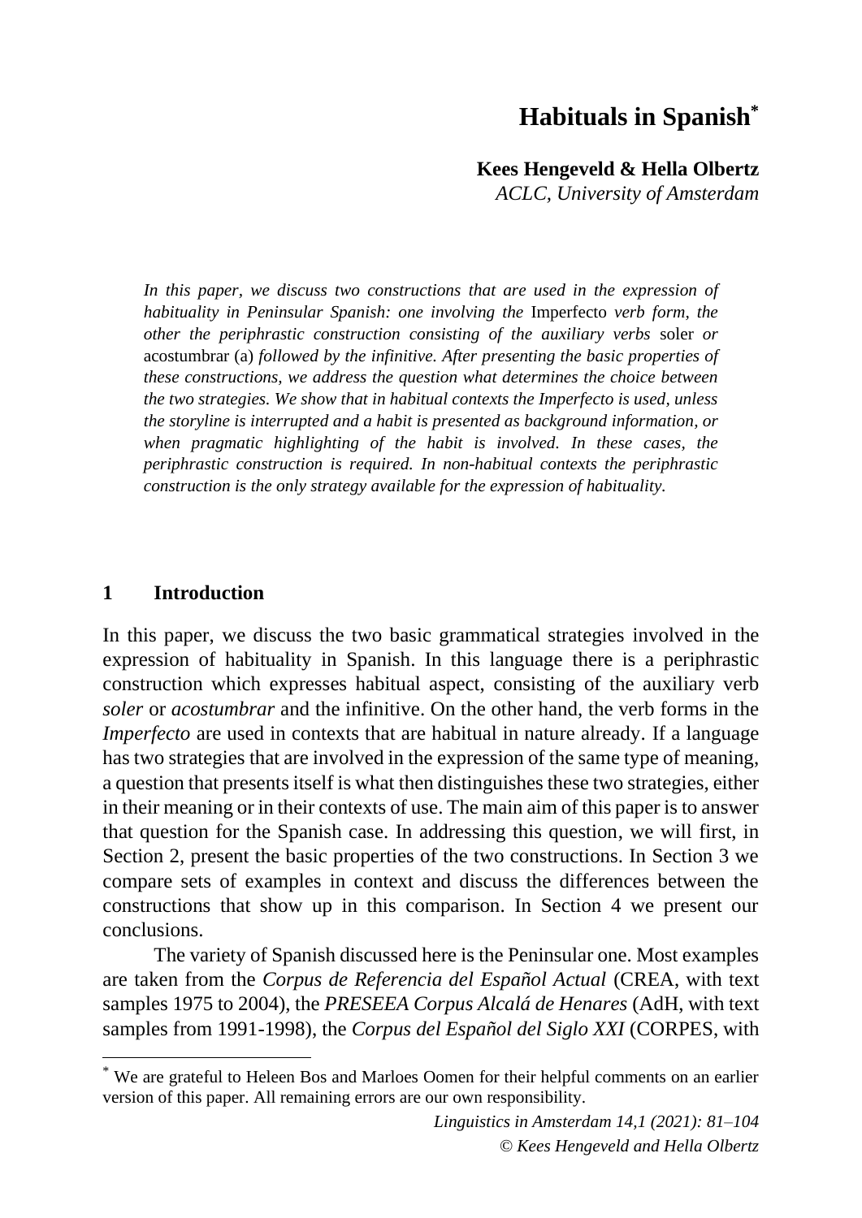# Habituals in Spanish*

**Kees Hengeveld & Hella Olbertz**
*ACLC, University of Amsterdam*

*In this paper, we discuss two constructions that are used in the expression of habituality in Peninsular Spanish: one involving the* Imperfecto *verb form, the other the periphrastic construction consisting of the auxiliary verbs* soler *or* acostumbrar (a) *followed by the infinitive. After presenting the basic properties of these constructions, we address the question what determines the choice between the two strategies. We show that in habitual contexts the Imperfecto is used, unless the storyline is interrupted and a habit is presented as background information, or when pragmatic highlighting of the habit is involved. In these cases, the periphrastic construction is required. In non-habitual contexts the periphrastic construction is the only strategy available for the expression of habituality.*

## 1 Introduction

In this paper, we discuss the two basic grammatical strategies involved in the expression of habituality in Spanish. In this language there is a periphrastic construction which expresses habitual aspect, consisting of the auxiliary verb *soler* or *acostumbrar* and the infinitive. On the other hand, the verb forms in the *Imperfecto* are used in contexts that are habitual in nature already. If a language has two strategies that are involved in the expression of the same type of meaning, a question that presents itself is what then distinguishes these two strategies, either in their meaning or in their contexts of use. The main aim of this paper is to answer that question for the Spanish case. In addressing this question, we will first, in Section 2, present the basic properties of the two constructions. In Section 3 we compare sets of examples in context and discuss the differences between the constructions that show up in this comparison. In Section 4 we present our conclusions.

The variety of Spanish discussed here is the Peninsular one. Most examples are taken from the *Corpus de Referencia del Español Actual* (CREA, with text samples 1975 to 2004), the *PRESEEA Corpus Alcalá de Henares* (AdH, with text samples from 1991-1998), the *Corpus del Español del Siglo XXI* (CORPES, with

* We are grateful to Heleen Bos and Marloes Oomen for their helpful comments on an earlier version of this paper. All remaining errors are our own responsibility.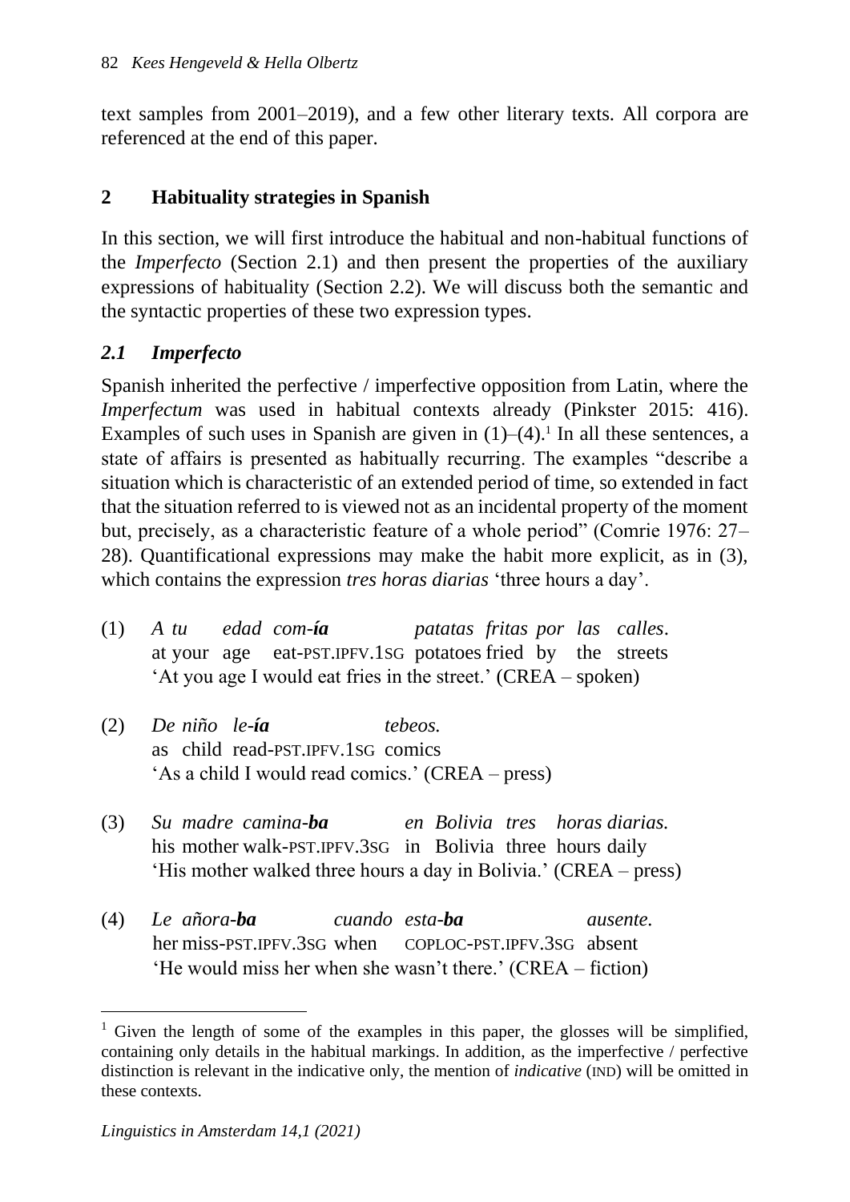text samples from 2001–2019), and a few other literary texts. All corpora are referenced at the end of this paper.

## 2 Habituality strategies in Spanish

In this section, we will first introduce the habitual and non-habitual functions of the *Imperfecto* (Section 2.1) and then present the properties of the auxiliary expressions of habituality (Section 2.2). We will discuss both the semantic and the syntactic properties of these two expression types.

### 2.1 *Imperfecto*

Spanish inherited the perfective / imperfective opposition from Latin, where the *Imperfectum* was used in habitual contexts already (Pinkster 2015: 416). Examples of such uses in Spanish are given in (1)–(4).[1] In all these sentences, a state of affairs is presented as habitually recurring. The examples "describe a situation which is characteristic of an extended period of time, so extended in fact that the situation referred to is viewed not as an incidental property of the moment but, precisely, as a characteristic feature of a whole period" (Comrie 1976: 27–28). Quantificational expressions may make the habit more explicit, as in (3), which contains the expression *tres horas diarias* 'three hours a day'.

(1) *A tu edad com-**ía** patatas fritas por las calles.*
at your age eat-PST.IPFV.1SG potatoes fried by the streets
'At you age I would eat fries in the street.' (CREA – spoken)

(2) *De niño le-**ía** tebeos.*
as child read-PST.IPFV.1SG comics
'As a child I would read comics.' (CREA – press)

(3) *Su madre camina-**ba** en Bolivia tres horas diarias.*
his mother walk-PST.IPFV.3SG in Bolivia three hours daily
'His mother walked three hours a day in Bolivia.' (CREA – press)

(4) *Le añora-**ba** cuando esta-**ba** ausente.*
her miss-PST.IPFV.3SG when COPLOC-PST.IPFV.3SG absent
'He would miss her when she wasn't there.' (CREA – fiction)

[1] Given the length of some of the examples in this paper, the glosses will be simplified, containing only details in the habitual markings. In addition, as the imperfective / perfective distinction is relevant in the indicative only, the mention of *indicative* (IND) will be omitted in these contexts.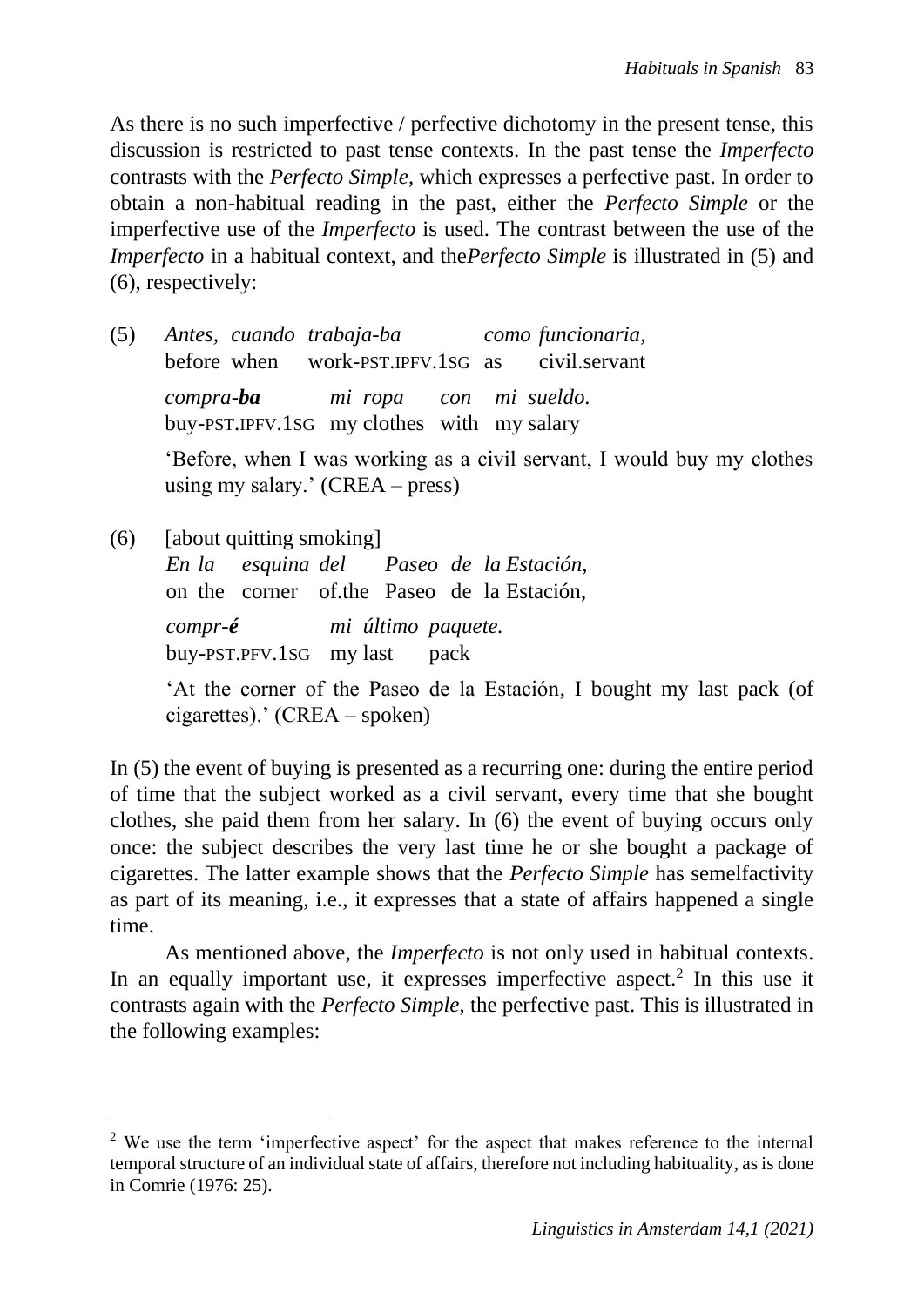As there is no such imperfective / perfective dichotomy in the present tense, this discussion is restricted to past tense contexts. In the past tense the *Imperfecto* contrasts with the *Perfecto Simple*, which expresses a perfective past. In order to obtain a non-habitual reading in the past, either the *Perfecto Simple* or the imperfective use of the *Imperfecto* is used. The contrast between the use of the *Imperfecto* in a habitual context, and the*Perfecto Simple* is illustrated in (5) and (6), respectively:

(5) *Antes, cuando trabaja-ba como funcionaria,*
before when work-PST.IPFV.1SG as civil.servant

*compra-**ba** mi ropa con mi sueldo.*
buy-PST.IPFV.1SG my clothes with my salary

'Before, when I was working as a civil servant, I would buy my clothes using my salary.' (CREA – press)

(6) [about quitting smoking]
*En la esquina del Paseo de la Estación,*
on the corner of.the Paseo de la Estación,

*compr-**é** mi último paquete.*
buy-PST.PFV.1SG my last pack

'At the corner of the Paseo de la Estación, I bought my last pack (of cigarettes).' (CREA – spoken)

In (5) the event of buying is presented as a recurring one: during the entire period of time that the subject worked as a civil servant, every time that she bought clothes, she paid them from her salary. In (6) the event of buying occurs only once: the subject describes the very last time he or she bought a package of cigarettes. The latter example shows that the *Perfecto Simple* has semelfactivity as part of its meaning, i.e., it expresses that a state of affairs happened a single time.

As mentioned above, the *Imperfecto* is not only used in habitual contexts. In an equally important use, it expresses imperfective aspect.[2] In this use it contrasts again with the *Perfecto Simple*, the perfective past. This is illustrated in the following examples:

[2] We use the term 'imperfective aspect' for the aspect that makes reference to the internal temporal structure of an individual state of affairs, therefore not including habituality, as is done in Comrie (1976: 25).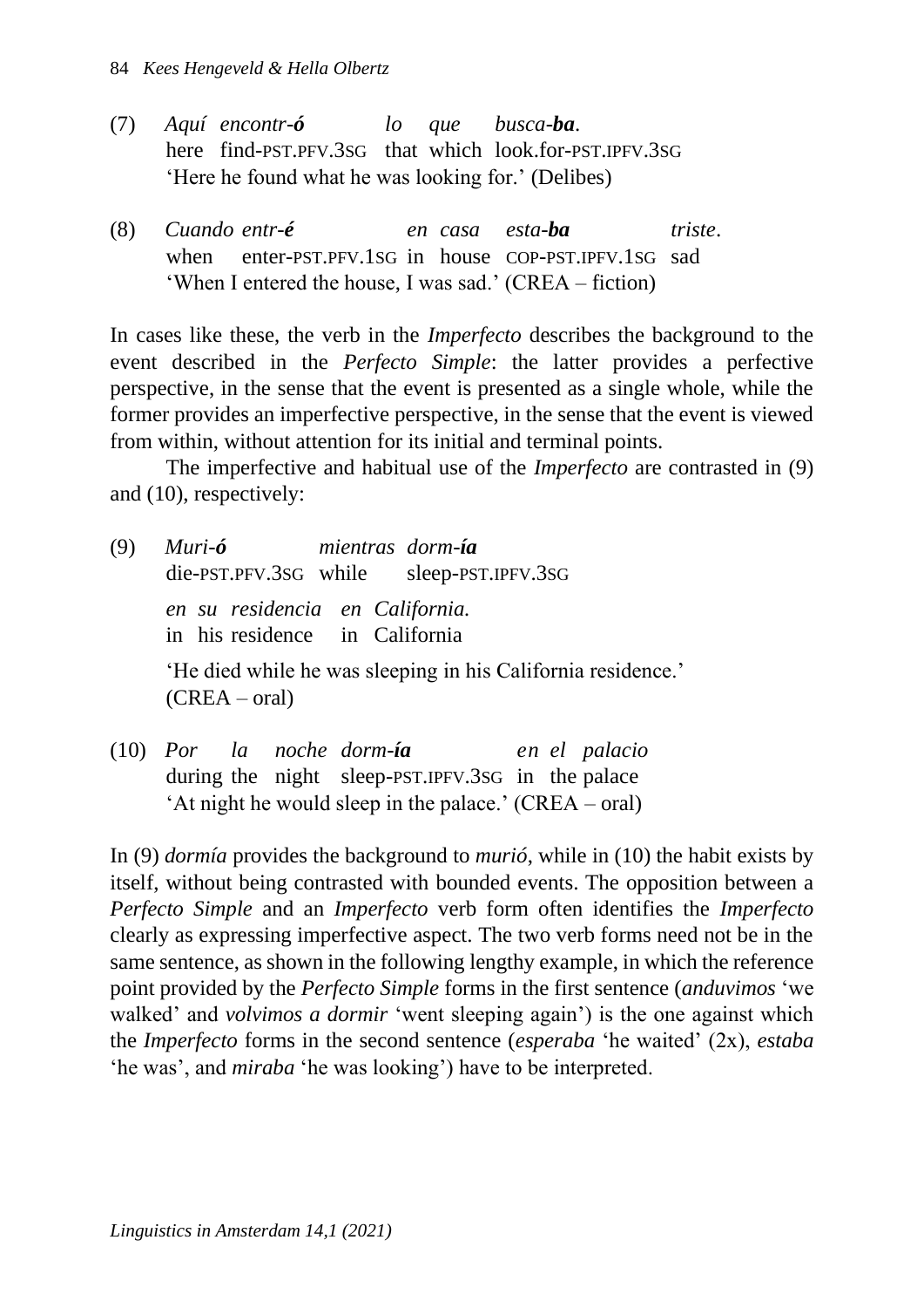(7) *Aquí encontr-**ó** lo que busca-**ba**.*
here find-PST.PFV.3SG that which look.for-PST.IPFV.3SG
'Here he found what he was looking for.' (Delibes)

(8) *Cuando entr-**é** en casa esta-**ba** triste.*
when enter-PST.PFV.1SG in house COP-PST.IPFV.1SG sad
'When I entered the house, I was sad.' (CREA – fiction)

In cases like these, the verb in the *Imperfecto* describes the background to the event described in the *Perfecto Simple*: the latter provides a perfective perspective, in the sense that the event is presented as a single whole, while the former provides an imperfective perspective, in the sense that the event is viewed from within, without attention for its initial and terminal points.

The imperfective and habitual use of the *Imperfecto* are contrasted in (9) and (10), respectively:

(9) *Muri-**ó** mientras dorm-**ía***
die-PST.PFV.3SG while sleep-PST.IPFV.3SG
*en su residencia en California.*
in his residence in California
'He died while he was sleeping in his California residence.' (CREA – oral)

(10) *Por la noche dorm-**ía** en el palacio*
during the night sleep-PST.IPFV.3SG in the palace
'At night he would sleep in the palace.' (CREA – oral)

In (9) *dormía* provides the background to *murió*, while in (10) the habit exists by itself, without being contrasted with bounded events. The opposition between a *Perfecto Simple* and an *Imperfecto* verb form often identifies the *Imperfecto* clearly as expressing imperfective aspect. The two verb forms need not be in the same sentence, as shown in the following lengthy example, in which the reference point provided by the *Perfecto Simple* forms in the first sentence (*anduvimos* 'we walked' and *volvimos a dormir* 'went sleeping again') is the one against which the *Imperfecto* forms in the second sentence (*esperaba* 'he waited' (2x), *estaba* 'he was', and *miraba* 'he was looking') have to be interpreted.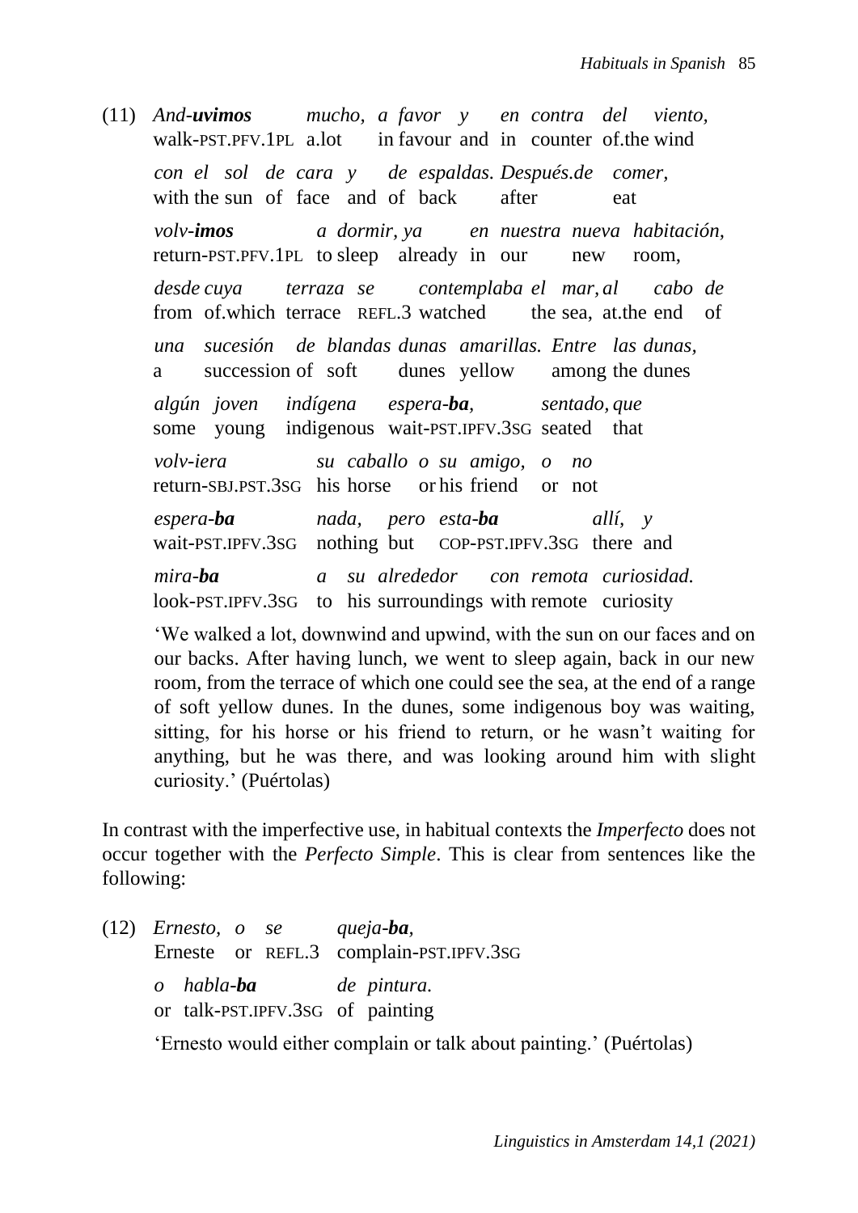(11) *And-**uvimos** mucho, a favor y en contra del viento,*
walk-PST.PFV.1PL a.lot in favour and in counter of.the wind

*con el sol de cara y de espaldas. Después.de comer,*
with the sun of face and of back after eat

*volv-**imos** a dormir, ya en nuestra nueva habitación,*
return-PST.PFV.1PL to sleep already in our new room,

*desde cuya terraza se contemplaba el mar, al cabo de*
from of.which terrace REFL.3 watched the sea, at.the end of

*una sucesión de blandas dunas amarillas. Entre las dunas,*
a succession of soft dunes yellow among the dunes

*algún joven indígena espera-**ba**, sentado, que*
some young indigenous wait-PST.IPFV.3SG seated that

*volv-iera su caballo o su amigo, o no*
return-SBJ.PST.3SG his horse or his friend or not

*espera-**ba** nada, pero esta-**ba** allí, y*
wait-PST.IPFV.3SG nothing but COP-PST.IPFV.3SG there and

*mira-**ba** a su alrededor con remota curiosidad.*
look-PST.IPFV.3SG to his surroundings with remote curiosity

'We walked a lot, downwind and upwind, with the sun on our faces and on our backs. After having lunch, we went to sleep again, back in our new room, from the terrace of which one could see the sea, at the end of a range of soft yellow dunes. In the dunes, some indigenous boy was waiting, sitting, for his horse or his friend to return, or he wasn't waiting for anything, but he was there, and was looking around him with slight curiosity.' (Puértolas)

In contrast with the imperfective use, in habitual contexts the *Imperfecto* does not occur together with the *Perfecto Simple*. This is clear from sentences like the following:

(12) *Ernesto, o se queja-**ba**,*
Erneste or REFL.3 complain-PST.IPFV.3SG

*o habla-**ba** de pintura.*
or talk-PST.IPFV.3SG of painting

'Ernesto would either complain or talk about painting.' (Puértolas)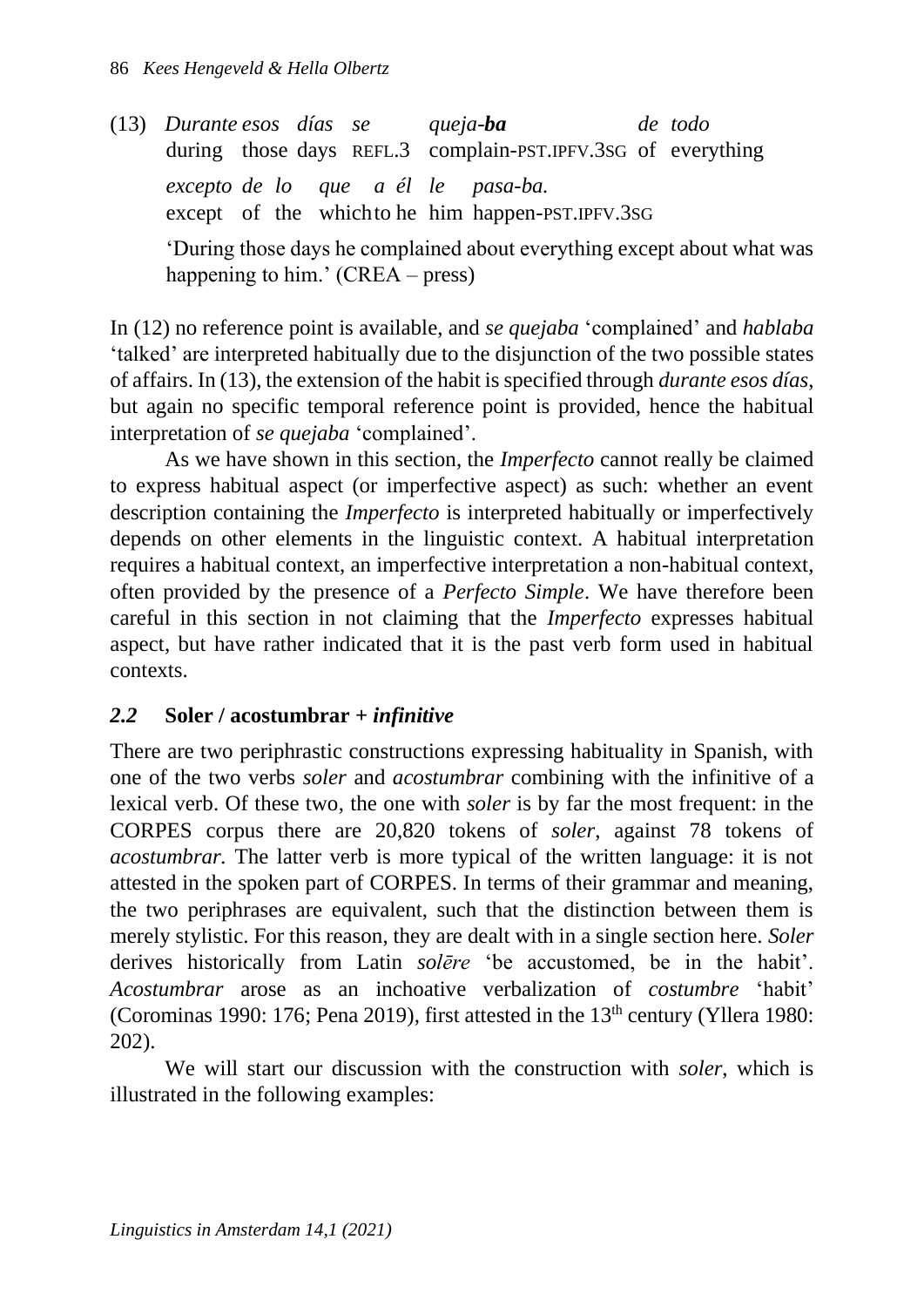(13) *Durante esos días se queja-**ba** de todo*
during those days REFL.3 complain-PST.IPFV.3SG of everything

*excepto de lo que a él le pasa-ba.*
except of the which to he him happen-PST.IPFV.3SG

'During those days he complained about everything except about what was happening to him.' (CREA – press)

In (12) no reference point is available, and *se quejaba* 'complained' and *hablaba* 'talked' are interpreted habitually due to the disjunction of the two possible states of affairs. In (13), the extension of the habit is specified through *durante esos días*, but again no specific temporal reference point is provided, hence the habitual interpretation of *se quejaba* 'complained'.

As we have shown in this section, the *Imperfecto* cannot really be claimed to express habitual aspect (or imperfective aspect) as such: whether an event description containing the *Imperfecto* is interpreted habitually or imperfectively depends on other elements in the linguistic context. A habitual interpretation requires a habitual context, an imperfective interpretation a non-habitual context, often provided by the presence of a *Perfecto Simple*. We have therefore been careful in this section in not claiming that the *Imperfecto* expresses habitual aspect, but have rather indicated that it is the past verb form used in habitual contexts.

## *2.2* Soler / acostumbrar + *infinitive*

There are two periphrastic constructions expressing habituality in Spanish, with one of the two verbs *soler* and *acostumbrar* combining with the infinitive of a lexical verb. Of these two, the one with *soler* is by far the most frequent: in the CORPES corpus there are 20,820 tokens of *soler*, against 78 tokens of *acostumbrar.* The latter verb is more typical of the written language: it is not attested in the spoken part of CORPES. In terms of their grammar and meaning, the two periphrases are equivalent, such that the distinction between them is merely stylistic. For this reason, they are dealt with in a single section here. *Soler* derives historically from Latin *solēre* 'be accustomed, be in the habit'. *Acostumbrar* arose as an inchoative verbalization of *costumbre* 'habit' (Corominas 1990: 176; Pena 2019), first attested in the 13th century (Yllera 1980: 202).

We will start our discussion with the construction with *soler*, which is illustrated in the following examples: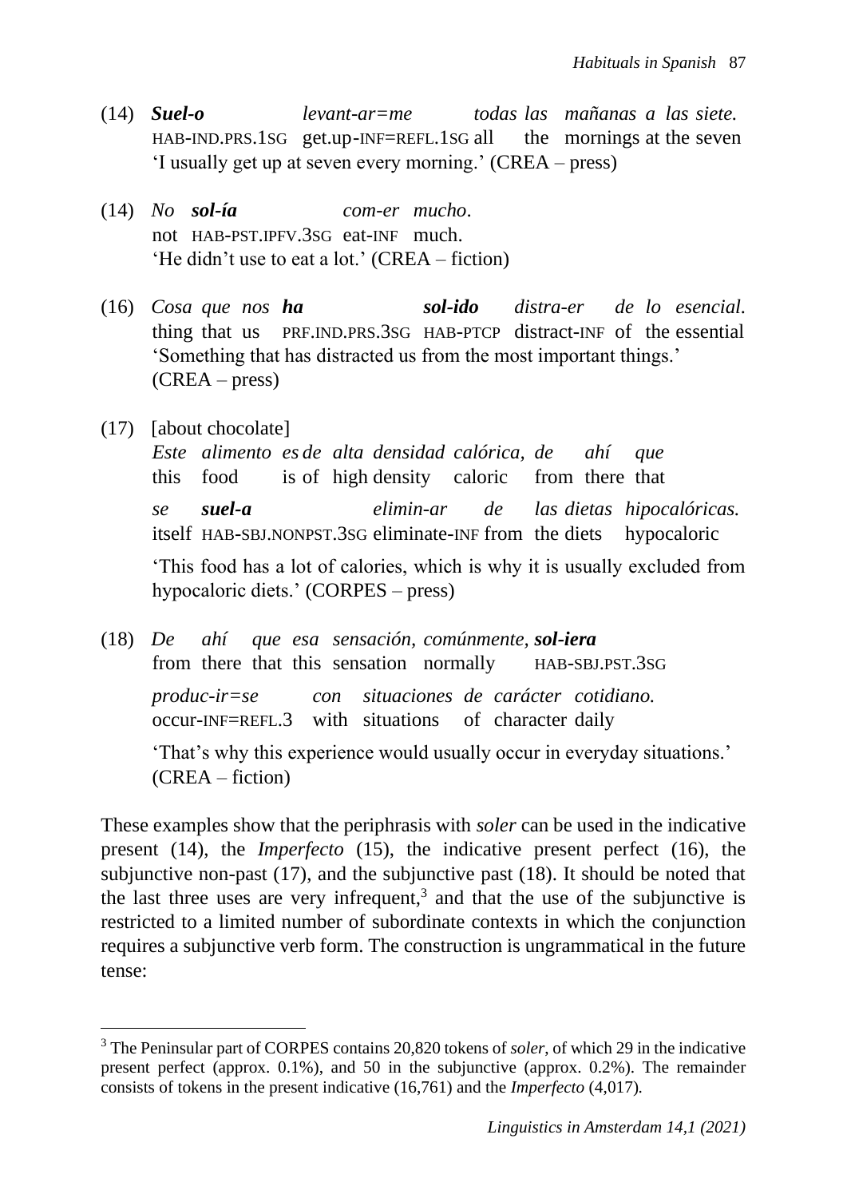(14) ***Suel-o*** *levant-ar=me todas las mañanas a las siete.*
HAB-IND.PRS.1SG get.up-INF=REFL.1SG all the mornings at the seven
'I usually get up at seven every morning.' (CREA – press)

(14) *No **sol-ía** com-er mucho*.
not HAB-PST.IPFV.3SG eat-INF much.
'He didn't use to eat a lot.' (CREA – fiction)

(16) *Cosa que nos **ha** **sol-ido** distra-er de lo esencial.*
thing that us PRF.IND.PRS.3SG HAB-PTCP distract-INF of the essential
'Something that has distracted us from the most important things.'
(CREA – press)

(17) [about chocolate]
*Este alimento es de alta densidad calórica, de ahí que*
this food is of high density caloric from there that
*se **suel-a** elimin-ar de las dietas hipocalóricas.*
itself HAB-SBJ.NONPST.3SG eliminate-INF from the diets hypocaloric
'This food has a lot of calories, which is why it is usually excluded from hypocaloric diets.' (CORPES – press)

(18) *De ahí que esa sensación, comúnmente, **sol-iera***
from there that this sensation normally HAB-SBJ.PST.3SG
*produc-ir=se con situaciones de carácter cotidiano.*
occur-INF=REFL.3 with situations of character daily
'That's why this experience would usually occur in everyday situations.'
(CREA – fiction)

These examples show that the periphrasis with *soler* can be used in the indicative present (14), the *Imperfecto* (15), the indicative present perfect (16), the subjunctive non-past (17), and the subjunctive past (18). It should be noted that the last three uses are very infrequent,[3] and that the use of the subjunctive is restricted to a limited number of subordinate contexts in which the conjunction requires a subjunctive verb form. The construction is ungrammatical in the future tense:

[3] The Peninsular part of CORPES contains 20,820 tokens of *soler*, of which 29 in the indicative present perfect (approx. 0.1%), and 50 in the subjunctive (approx. 0.2%). The remainder consists of tokens in the present indicative (16,761) and the *Imperfecto* (4,017).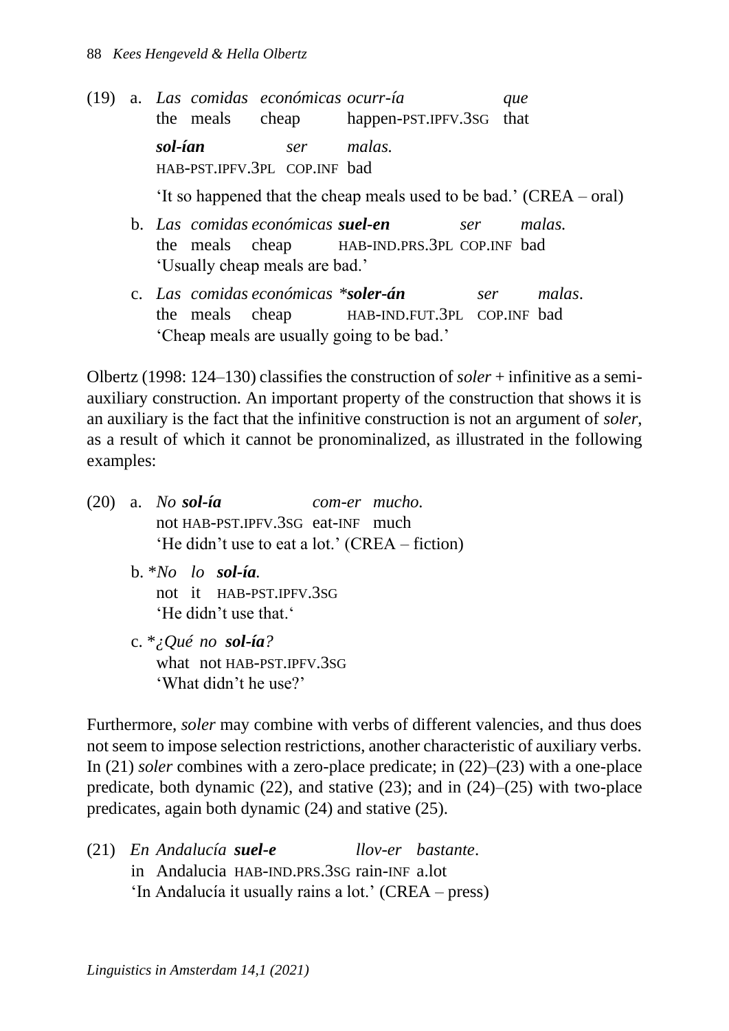(19) a. *Las comidas económicas ocurr-ía que*
the meals cheap happen-PST.IPFV.3SG that
***sol-ían*** *ser malas.*
HAB-PST.IPFV.3PL COP.INF bad
'It so happened that the cheap meals used to be bad.' (CREA – oral)

b. *Las comidas económicas* ***suel-en*** *ser malas.*
the meals cheap HAB-IND.PRS.3PL COP.INF bad
'Usually cheap meals are bad.'

c. *Las comidas económicas \****soler-án*** *ser malas*.
the meals cheap HAB-IND.FUT.3PL COP.INF bad
'Cheap meals are usually going to be bad.'

Olbertz (1998: 124–130) classifies the construction of *soler* + infinitive as a semi-auxiliary construction. An important property of the construction that shows it is an auxiliary is the fact that the infinitive construction is not an argument of *soler*, as a result of which it cannot be pronominalized, as illustrated in the following examples:

(20) a. *No* ***sol-ía*** *com-er mucho.*
not HAB-PST.IPFV.3SG eat-INF much
'He didn't use to eat a lot.' (CREA – fiction)

b. \**No lo* ***sol-ía****.*
not it HAB-PST.IPFV.3SG
'He didn't use that.'

c. \**¿Qué no* ***sol-ía****?*
what not HAB-PST.IPFV.3SG
'What didn't he use?'

Furthermore, *soler* may combine with verbs of different valencies, and thus does not seem to impose selection restrictions, another characteristic of auxiliary verbs. In (21) *soler* combines with a zero-place predicate; in (22)–(23) with a one-place predicate, both dynamic (22), and stative (23); and in (24)–(25) with two-place predicates, again both dynamic (24) and stative (25).

(21) *En Andalucía* ***suel-e*** *llov-er bastante*.
in Andalucia HAB-IND.PRS.3SG rain-INF a.lot
'In Andalucía it usually rains a lot.' (CREA – press)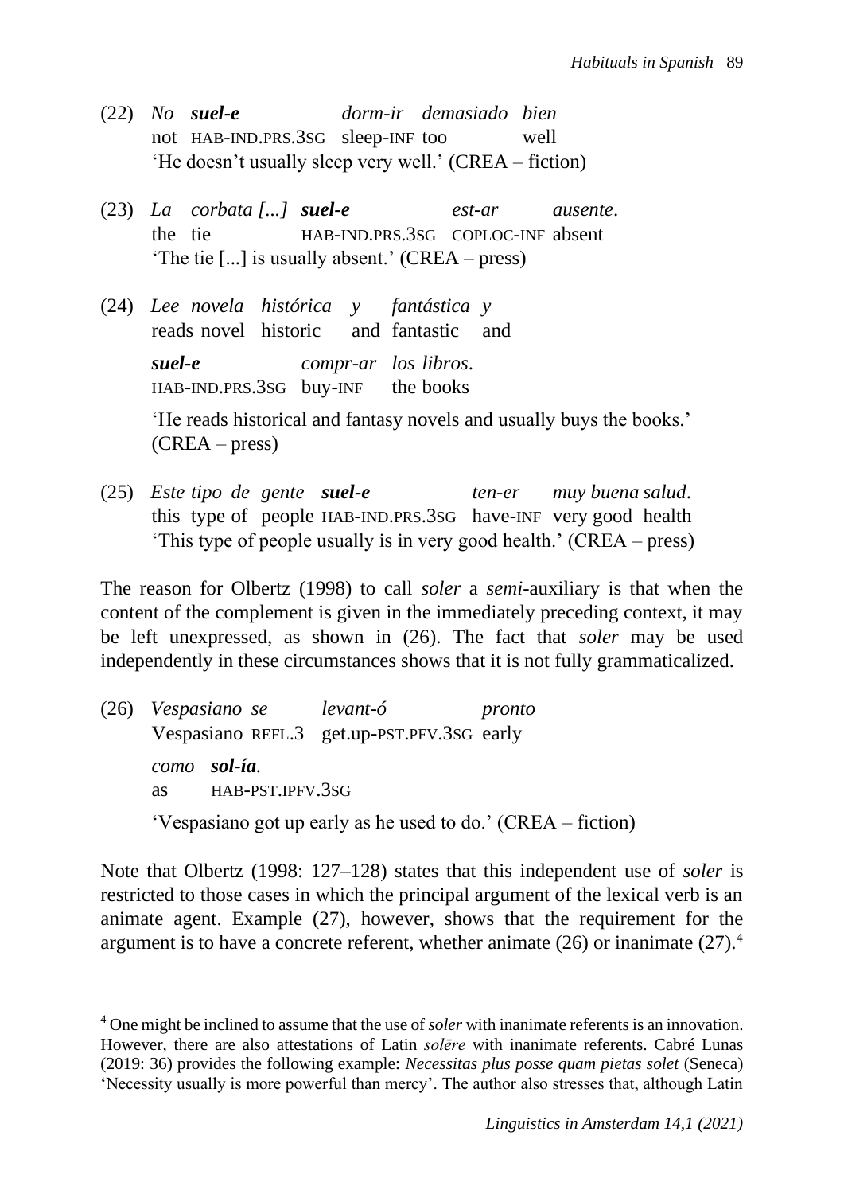(22) *No* ***suel-e*** *dorm-ir demasiado bien*
not HAB-IND.PRS.3SG sleep-INF too well
'He doesn't usually sleep very well.' (CREA – fiction)

(23) *La corbata [...]* ***suel-e*** *est-ar ausente*.
the tie HAB-IND.PRS.3SG COPLOC-INF absent
'The tie [...] is usually absent.' (CREA – press)

(24) *Lee novela histórica y fantástica y*
reads novel historic and fantastic and
***suel-e*** *compr-ar los libros*.
HAB-IND.PRS.3SG buy-INF the books
'He reads historical and fantasy novels and usually buys the books.' (CREA – press)

(25) *Este tipo de gente* ***suel-e*** *ten-er muy buena salud*.
this type of people HAB-IND.PRS.3SG have-INF very good health
'This type of people usually is in very good health.' (CREA – press)

The reason for Olbertz (1998) to call *soler* a *semi*-auxiliary is that when the content of the complement is given in the immediately preceding context, it may be left unexpressed, as shown in (26). The fact that *soler* may be used independently in these circumstances shows that it is not fully grammaticalized.

(26) *Vespasiano se levant-ó pronto*
Vespasiano REFL.3 get.up-PST.PFV.3SG early
*como* ***sol-ía.***
as HAB-PST.IPFV.3SG
'Vespasiano got up early as he used to do.' (CREA – fiction)

Note that Olbertz (1998: 127–128) states that this independent use of *soler* is restricted to those cases in which the principal argument of the lexical verb is an animate agent. Example (27), however, shows that the requirement for the argument is to have a concrete referent, whether animate (26) or inanimate (27).[4]

[4] One might be inclined to assume that the use of *soler* with inanimate referents is an innovation. However, there are also attestations of Latin *solēre* with inanimate referents. Cabré Lunas (2019: 36) provides the following example: *Necessitas plus posse quam pietas solet* (Seneca) 'Necessity usually is more powerful than mercy'. The author also stresses that, although Latin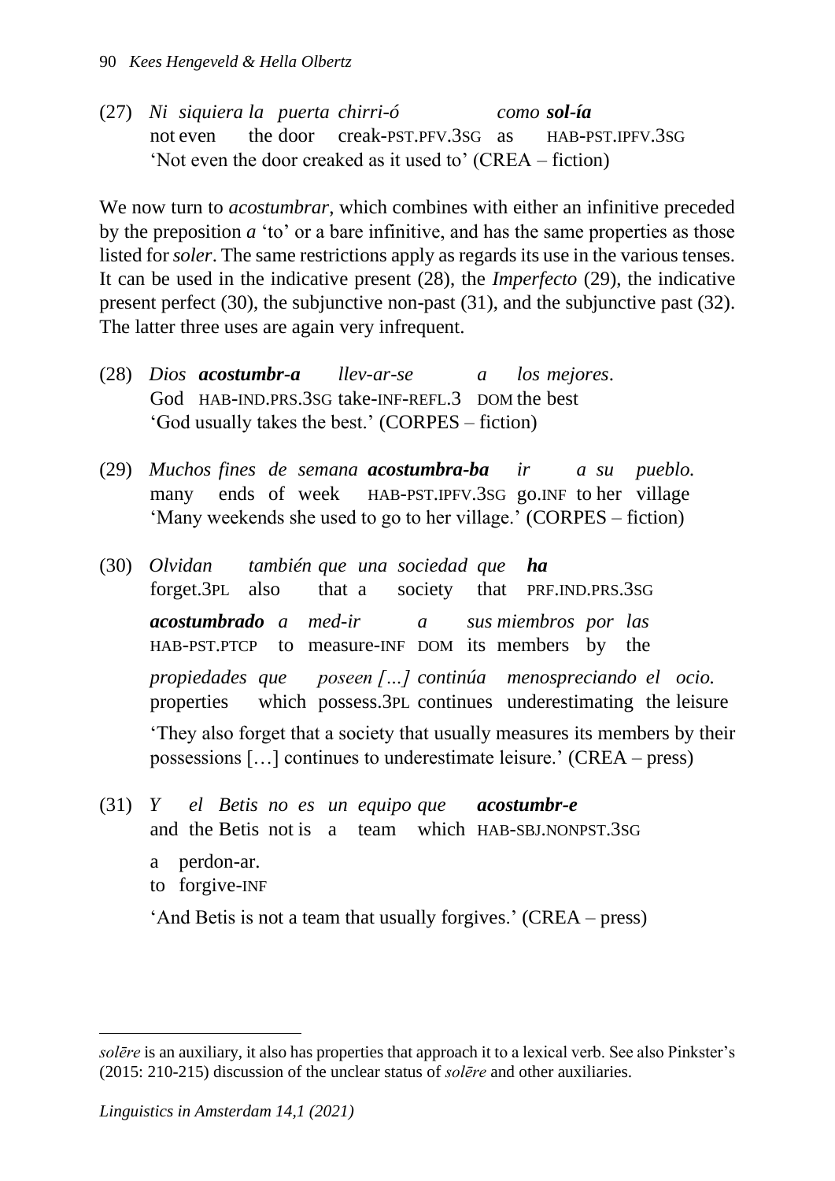(27) *Ni siquiera la puerta chirri-ó como **sol-ía***
not even the door creak-PST.PFV.3SG as HAB-PST.IPFV.3SG
'Not even the door creaked as it used to' (CREA – fiction)

We now turn to *acostumbrar*, which combines with either an infinitive preceded by the preposition *a* 'to' or a bare infinitive, and has the same properties as those listed for *soler*. The same restrictions apply as regards its use in the various tenses. It can be used in the indicative present (28), the *Imperfecto* (29), the indicative present perfect (30), the subjunctive non-past (31), and the subjunctive past (32). The latter three uses are again very infrequent.

(28) *Dios **acostumbr-a** llev-ar-se a los mejores*.
God HAB-IND.PRS.3SG take-INF-REFL.3 DOM the best
'God usually takes the best.' (CORPES – fiction)

(29) *Muchos fines de semana **acostumbra-ba** ir a su pueblo.*
many ends of week HAB-PST.IPFV.3SG go.INF to her village
'Many weekends she used to go to her village.' (CORPES – fiction)

(30) *Olvidan también que una sociedad que **ha***
forget.3PL also that a society that PRF.IND.PRS.3SG
***acostumbrado** a med-ir a sus miembros por las*
HAB-PST.PTCP to measure-INF DOM its members by the
*propiedades que poseen […] continúa menospreciando el ocio.*
properties which possess.3PL continues underestimating the leisure
'They also forget that a society that usually measures its members by their possessions […] continues to underestimate leisure.' (CREA – press)

(31) *Y el Betis no es un equipo que **acostumbr-e***
and the Betis not is a team which HAB-SBJ.NONPST.3SG
a perdon-ar.
to forgive-INF
'And Betis is not a team that usually forgives.' (CREA – press)

---

*solēre* is an auxiliary, it also has properties that approach it to a lexical verb. See also Pinkster's (2015: 210-215) discussion of the unclear status of *solēre* and other auxiliaries.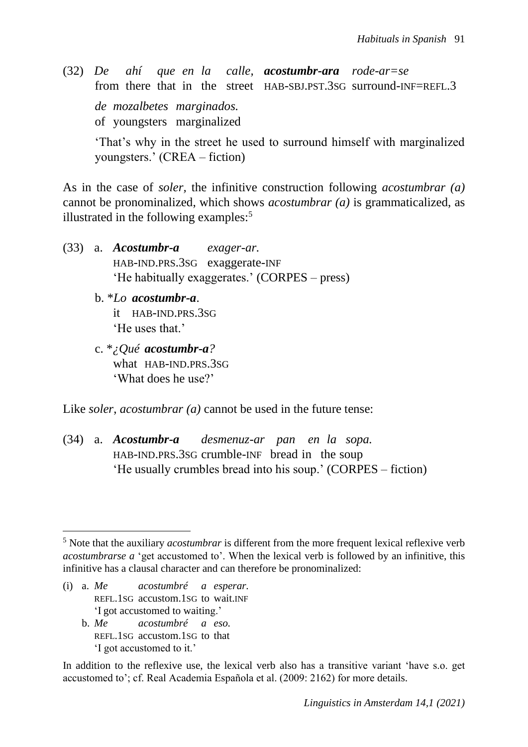(32) *De ahí que en la calle,* ***acostumbr-ara*** *rode-ar=se*
from there that in the street HAB-SBJ.PST.3SG surround-INF=REFL.3
*de mozalbetes marginados.*
of youngsters marginalized
'That's why in the street he used to surround himself with marginalized youngsters.' (CREA – fiction)

As in the case of *soler*, the infinitive construction following *acostumbrar (a)* cannot be pronominalized, which shows *acostumbrar (a)* is grammaticalized, as illustrated in the following examples:[5]

(33) a. ***Acostumbr-a*** *exager-ar.*
HAB-IND.PRS.3SG exaggerate-INF
'He habitually exaggerates.' (CORPES – press)

b. \**Lo* ***acostumbr-a****.*
it HAB-IND.PRS.3SG
'He uses that.'

c. \**¿Qué* ***acostumbr-a****?*
what HAB-IND.PRS.3SG
'What does he use?'

Like *soler*, *acostumbrar (a)* cannot be used in the future tense:

(34) a. ***Acostumbr-a*** *desmenuz-ar pan en la sopa.*
HAB-IND.PRS.3SG crumble-INF bread in the soup
'He usually crumbles bread into his soup.' (CORPES – fiction)

---

[5] Note that the auxiliary *acostumbrar* is different from the more frequent lexical reflexive verb *acostumbrarse a* 'get accustomed to'. When the lexical verb is followed by an infinitive, this infinitive has a clausal character and can therefore be pronominalized:

(i) a. *Me acostumbré a esperar.*
REFL.1SG accustom.1SG to wait.INF
'I got accustomed to waiting.'

b. *Me acostumbré a eso.*
REFL.1SG accustom.1SG to that
'I got accustomed to it.'

In addition to the reflexive use, the lexical verb also has a transitive variant 'have s.o. get accustomed to'; cf. Real Academia Española et al. (2009: 2162) for more details.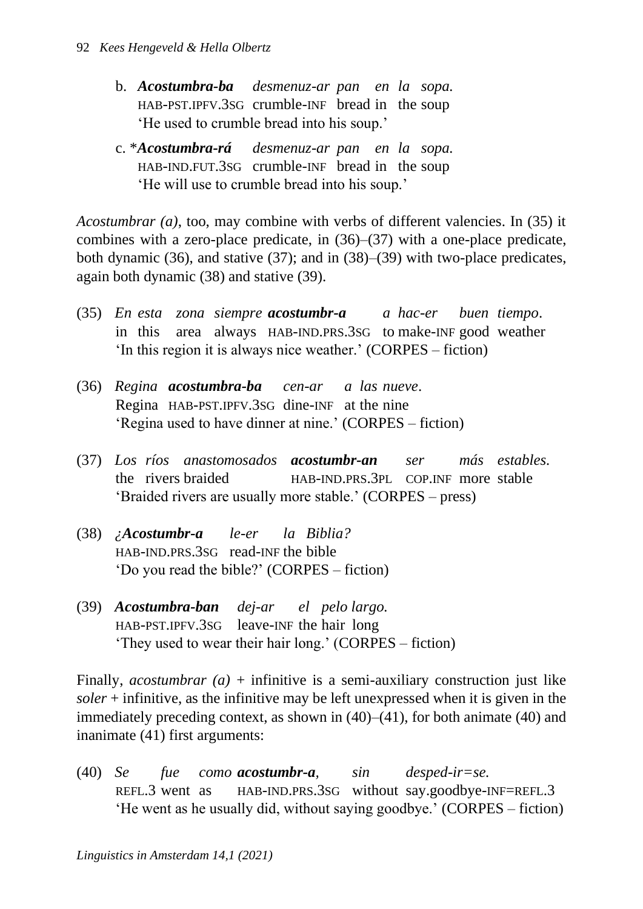b. ***Acostumbra-ba*** *desmenuz-ar pan en la sopa.*
   HAB-PST.IPFV.3SG crumble-INF bread in the soup
   'He used to crumble bread into his soup.'

c. \****Acostumbra-rá*** *desmenuz-ar pan en la sopa.*
   HAB-IND.FUT.3SG crumble-INF bread in the soup
   'He will use to crumble bread into his soup.'

*Acostumbrar (a)*, too, may combine with verbs of different valencies. In (35) it combines with a zero-place predicate, in (36)–(37) with a one-place predicate, both dynamic (36), and stative (37); and in (38)–(39) with two-place predicates, again both dynamic (38) and stative (39).

(35) *En esta zona siempre* ***acostumbr-a*** *a hac-er buen tiempo*.
   in this area always HAB-IND.PRS.3SG to make-INF good weather
   'In this region it is always nice weather.' (CORPES – fiction)

(36) *Regina* ***acostumbra-ba*** *cen-ar a las nueve*.
   Regina HAB-PST.IPFV.3SG dine-INF at the nine
   'Regina used to have dinner at nine.' (CORPES – fiction)

(37) *Los ríos anastomosados* ***acostumbr-an*** *ser más estables.*
   the rivers braided HAB-IND.PRS.3PL COP.INF more stable
   'Braided rivers are usually more stable.' (CORPES – press)

(38) *¿**Acostumbr-a** le-er la Biblia?*
   HAB-IND.PRS.3SG read-INF the bible
   'Do you read the bible?' (CORPES – fiction)

(39) ***Acostumbra-ban*** *dej-ar el pelo largo.*
   HAB-PST.IPFV.3SG leave-INF the hair long
   'They used to wear their hair long.' (CORPES – fiction)

Finally, *acostumbrar (a)* + infinitive is a semi-auxiliary construction just like *soler* + infinitive, as the infinitive may be left unexpressed when it is given in the immediately preceding context, as shown in (40)–(41), for both animate (40) and inanimate (41) first arguments:

(40) *Se fue como* ***acostumbr-a****, sin desped-ir=se.*
   REFL.3 went as HAB-IND.PRS.3SG without say.goodbye-INF=REFL.3
   'He went as he usually did, without saying goodbye.' (CORPES – fiction)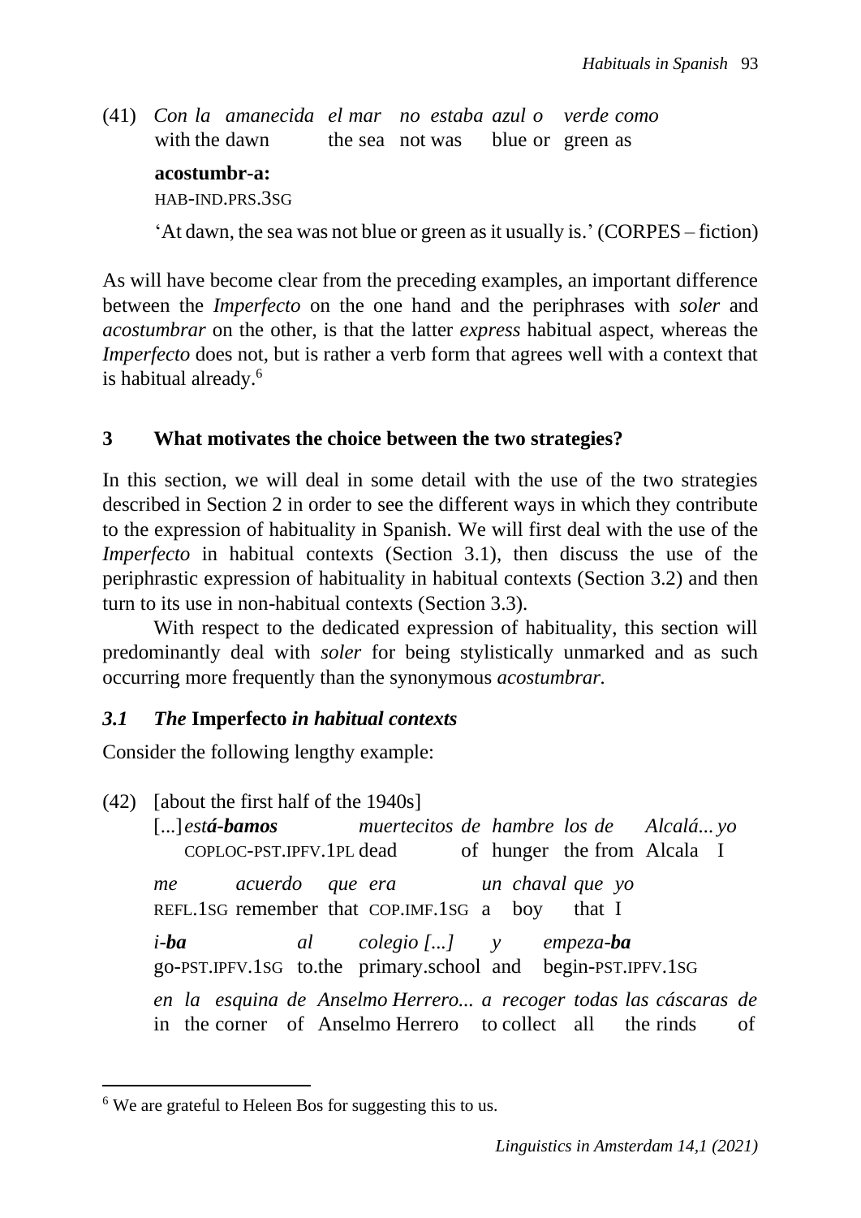(41) *Con la amanecida el mar no estaba azul o verde como*
with the dawn the sea not was blue or green as

**acostumbr-a:**
HAB-IND.PRS.3SG

'At dawn, the sea was not blue or green as it usually is.' (CORPES – fiction)

As will have become clear from the preceding examples, an important difference between the *Imperfecto* on the one hand and the periphrases with *soler* and *acostumbrar* on the other, is that the latter *express* habitual aspect, whereas the *Imperfecto* does not, but is rather a verb form that agrees well with a context that is habitual already.[6]

## 3 What motivates the choice between the two strategies?

In this section, we will deal in some detail with the use of the two strategies described in Section 2 in order to see the different ways in which they contribute to the expression of habituality in Spanish. We will first deal with the use of the *Imperfecto* in habitual contexts (Section 3.1), then discuss the use of the periphrastic expression of habituality in habitual contexts (Section 3.2) and then turn to its use in non-habitual contexts (Section 3.3).

With respect to the dedicated expression of habituality, this section will predominantly deal with *soler* for being stylistically unmarked and as such occurring more frequently than the synonymous *acostumbrar*.

### *3.1 The* Imperfecto *in habitual contexts*

Consider the following lengthy example:

(42) [about the first half of the 1940s]
[...] *está-bamos* *muertecitos de hambre los de Alcalá... yo*
COPLOC-PST.IPFV.1PL dead of hunger the from Alcala I

*me acuerdo que era un chaval que yo*
REFL.1SG remember that COP.IMF.1SG a boy that I

*i-**ba*** *al colegio [...] y empeza-**ba***
go-PST.IPFV.1SG to.the primary.school and begin-PST.IPFV.1SG

*en la esquina de Anselmo Herrero... a recoger todas las cáscaras de*
in the corner of Anselmo Herrero to collect all the rinds of

[6] We are grateful to Heleen Bos for suggesting this to us.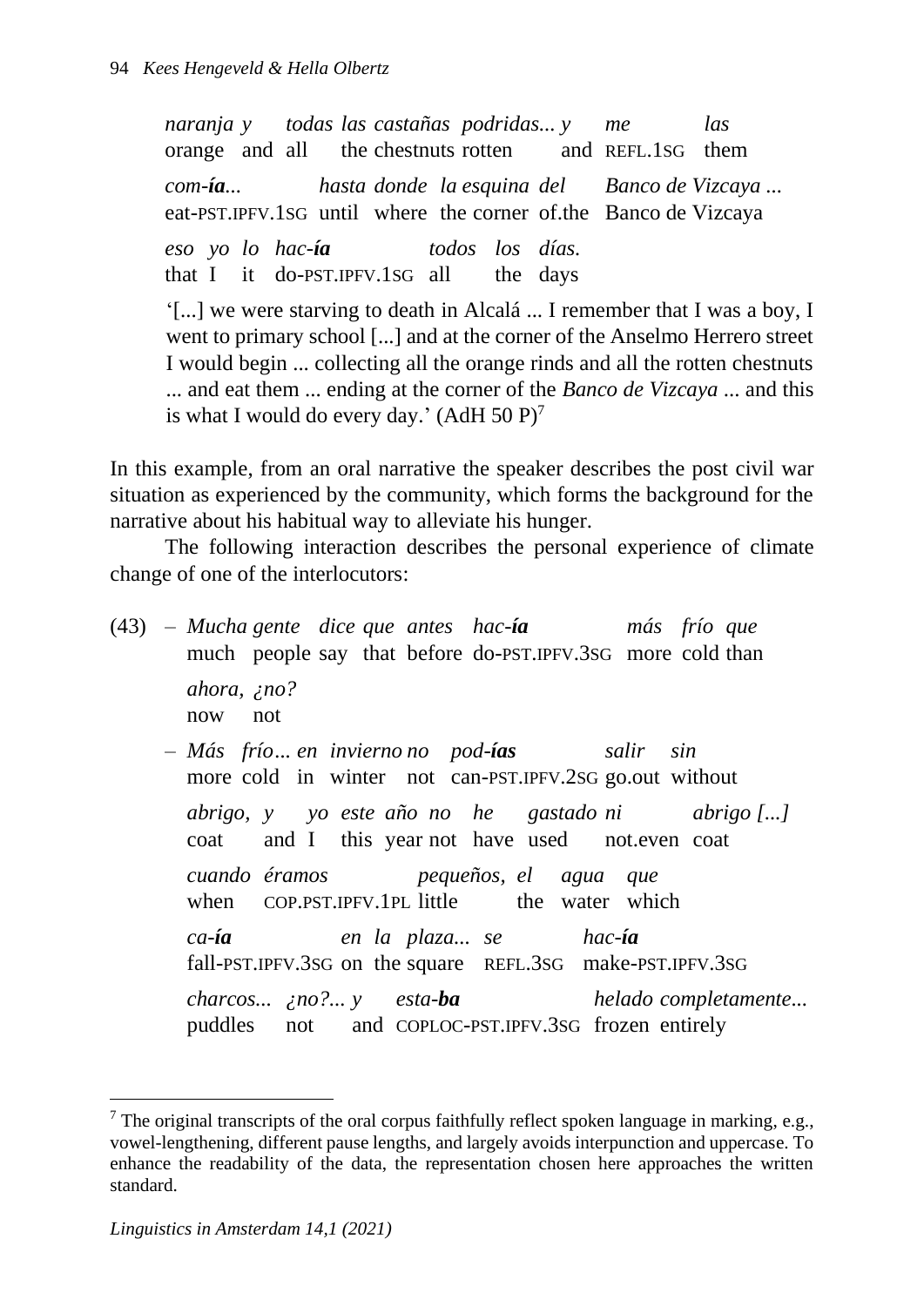*naranja y todas las castañas podridas... y me las*
orange and all the chestnuts rotten and REFL.1SG them

*com-**ía**... hasta donde la esquina del Banco de Vizcaya ...*
eat-PST.IPFV.1SG until where the corner of.the Banco de Vizcaya

*eso yo lo hac-**ía** todos los días.*
that I it do-PST.IPFV.1SG all the days

'[...] we were starving to death in Alcalá ... I remember that I was a boy, I went to primary school [...] and at the corner of the Anselmo Herrero street I would begin ... collecting all the orange rinds and all the rotten chestnuts ... and eat them ... ending at the corner of the *Banco de Vizcaya* ... and this is what I would do every day.' (AdH 50 P)[7]

In this example, from an oral narrative the speaker describes the post civil war situation as experienced by the community, which forms the background for the narrative about his habitual way to alleviate his hunger.

The following interaction describes the personal experience of climate change of one of the interlocutors:

(43) – *Mucha gente dice que antes hac-**ía** más frío que*
much people say that before do-PST.IPFV.3SG more cold than

*ahora, ¿no?*
now not

– *Más frío… en invierno no pod-**ías** salir sin*
more cold in winter not can-PST.IPFV.2SG go.out without

*abrigo, y yo este año no he gastado ni abrigo [...]*
coat and I this year not have used not.even coat

*cuando éramos pequeños, el agua que*
when COP.PST.IPFV.1PL little the water which

*ca-**ía** en la plaza... se hac-**ía***
fall-PST.IPFV.3SG on the square REFL.3SG make-PST.IPFV.3SG

*charcos... ¿no?... y esta-**ba** helado completamente...*
puddles not and COPLOC-PST.IPFV.3SG frozen entirely

[7] The original transcripts of the oral corpus faithfully reflect spoken language in marking, e.g., vowel-lengthening, different pause lengths, and largely avoids interpunction and uppercase. To enhance the readability of the data, the representation chosen here approaches the written standard.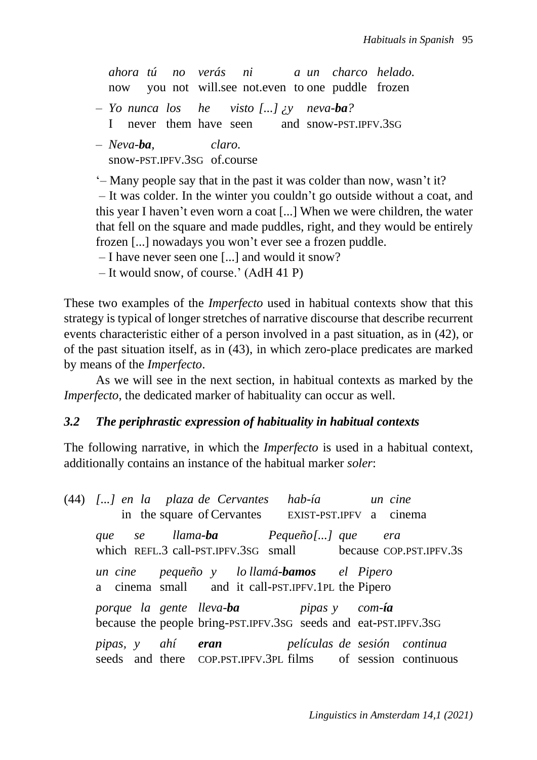*ahora tú no verás ni a un charco helado.*
now you not will.see not.even to one puddle frozen

– *Yo nunca los he visto [...] ¿y neva-**ba**?*
I never them have seen and snow-PST.IPFV.3SG

– *Neva-**ba**, claro.*
snow-PST.IPFV.3SG of.course

'– Many people say that in the past it was colder than now, wasn't it?
– It was colder. In the winter you couldn't go outside without a coat, and this year I haven't even worn a coat [...] When we were children, the water that fell on the square and made puddles, right, and they would be entirely frozen [...] nowadays you won't ever see a frozen puddle.
– I have never seen one [...] and would it snow?
– It would snow, of course.' (AdH 41 P)

These two examples of the *Imperfecto* used in habitual contexts show that this strategy is typical of longer stretches of narrative discourse that describe recurrent events characteristic either of a person involved in a past situation, as in (42), or of the past situation itself, as in (43), in which zero-place predicates are marked by means of the *Imperfecto*.

As we will see in the next section, in habitual contexts as marked by the *Imperfecto*, the dedicated marker of habituality can occur as well.

### *3.2 The periphrastic expression of habituality in habitual contexts*

The following narrative, in which the *Imperfecto* is used in a habitual context, additionally contains an instance of the habitual marker *soler*:

(44) *[...] en la plaza de Cervantes hab-ía un cine*
in the square of Cervantes EXIST-PST.IPFV a cinema

*que se llama-**ba** Pequeño [...] que era*
which REFL.3 call-PST.IPFV.3SG small because COP.PST.IPFV.3S

*un cine pequeño y lo llamá-**bamos** el Pipero*
a cinema small and it call-PST.IPFV.1PL the Pipero

*porque la gente lleva-**ba** pipas y com-**ía***
because the people bring-PST.IPFV.3SG seeds and eat-PST.IPFV.3SG

*pipas, y ahí **eran** películas de sesión continua*
seeds and there COP.PST.IPFV.3PL films of session continuous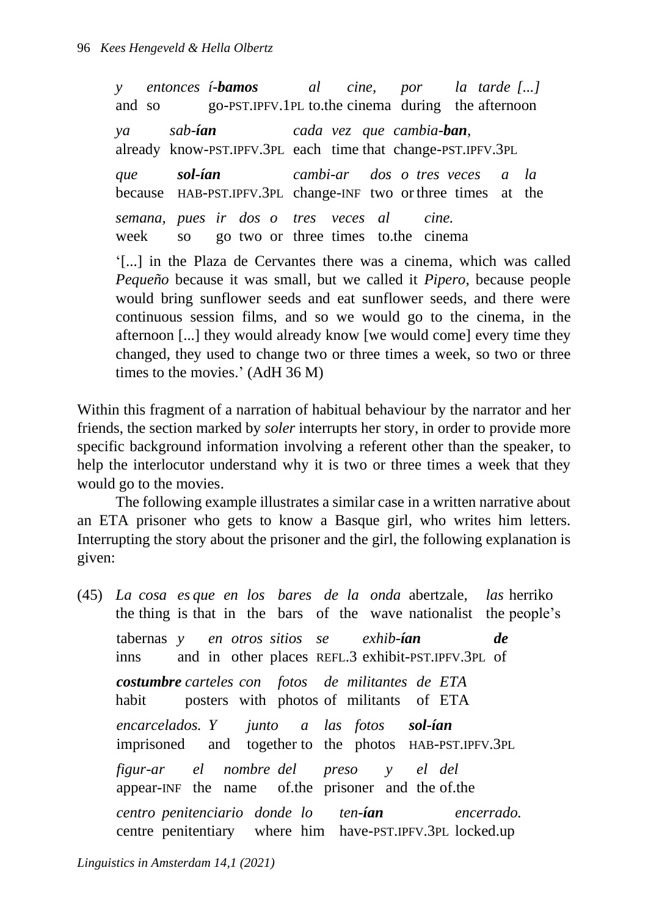*y entonces í-**bamos** al cine, por la tarde [...]*
and so go-PST.IPFV.1PL to.the cinema during the afternoon

*ya sab-**ían** cada vez que cambia-**ban**,*
already know-PST.IPFV.3PL each time that change-PST.IPFV.3PL

*que **sol-ían** cambi-ar dos o tres veces a la*
because HAB-PST.IPFV.3PL change-INF two or three times at the

*semana, pues ir dos o tres veces al cine.*
week so go two or three times to.the cinema

'[...] in the Plaza de Cervantes there was a cinema, which was called *Pequeño* because it was small, but we called it *Pipero*, because people would bring sunflower seeds and eat sunflower seeds, and there were continuous session films, and so we would go to the cinema, in the afternoon [...] they would already know [we would come] every time they changed, they used to change two or three times a week, so two or three times to the movies.' (AdH 36 M)

Within this fragment of a narration of habitual behaviour by the narrator and her friends, the section marked by *soler* interrupts her story, in order to provide more specific background information involving a referent other than the speaker, to help the interlocutor understand why it is two or three times a week that they would go to the movies.

The following example illustrates a similar case in a written narrative about an ETA prisoner who gets to know a Basque girl, who writes him letters. Interrupting the story about the prisoner and the girl, the following explanation is given:

(45) *La cosa es que en los bares de la onda* abertzale, *las* herriko
the thing is that in the bars of the wave nationalist the people's

tabernas *y en otros sitios se exhib-**ían** **de***
inns and in other places REFL.3 exhibit-PST.IPFV.3PL of

***costumbre** carteles con fotos de militantes de ETA*
habit posters with photos of militants of ETA

*encarcelados. Y junto a las fotos **sol-ían***
imprisoned and together to the photos HAB-PST.IPFV.3PL

*figur-ar el nombre del preso y el del*
appear-INF the name of.the prisoner and the of.the

*centro penitenciario donde lo ten-**ían** encerrado.*
centre penitentiary where him have-PST.IPFV.3PL locked.up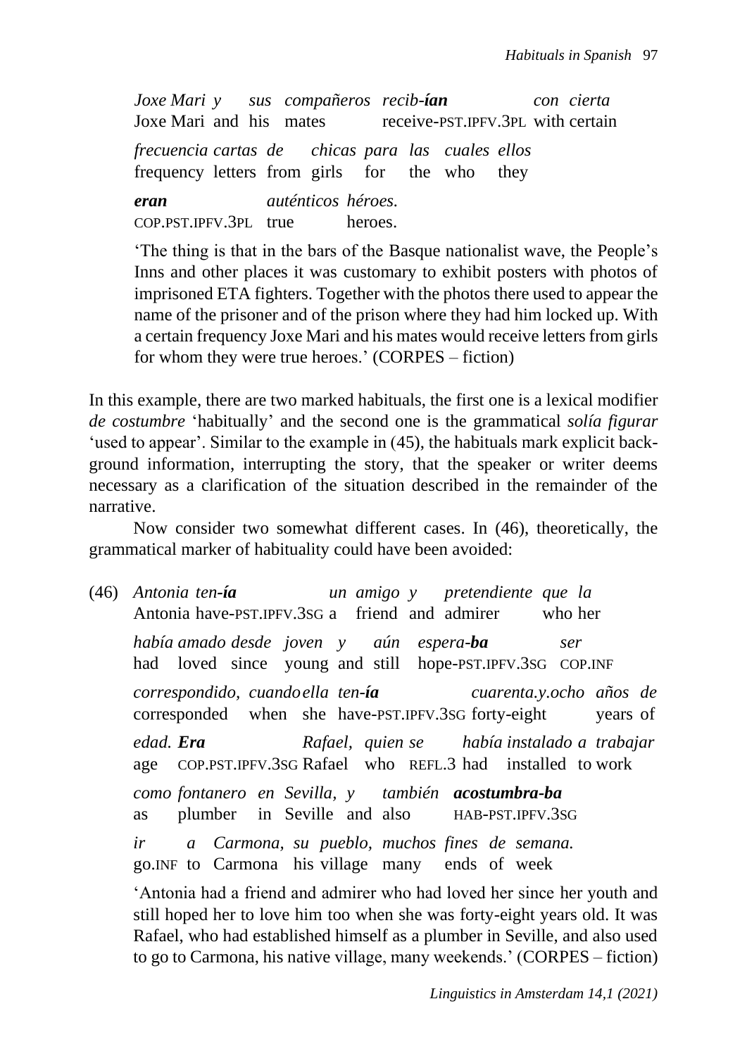*Joxe Mari y sus compañeros recib-**ían** con cierta*
Joxe Mari and his mates receive-PST.IPFV.3PL with certain

*frecuencia cartas de chicas para las cuales ellos*
frequency letters from girls for the who they

***eran** auténticos héroes.*
COP.PST.IPFV.3PL true heroes.

'The thing is that in the bars of the Basque nationalist wave, the People's Inns and other places it was customary to exhibit posters with photos of imprisoned ETA fighters. Together with the photos there used to appear the name of the prisoner and of the prison where they had him locked up. With a certain frequency Joxe Mari and his mates would receive letters from girls for whom they were true heroes.' (CORPES – fiction)

In this example, there are two marked habituals, the first one is a lexical modifier *de costumbre* 'habitually' and the second one is the grammatical *solía figurar* 'used to appear'. Similar to the example in (45), the habituals mark explicit background information, interrupting the story, that the speaker or writer deems necessary as a clarification of the situation described in the remainder of the narrative.

Now consider two somewhat different cases. In (46), theoretically, the grammatical marker of habituality could have been avoided:

(46) *Antonia ten-**ía** un amigo y pretendiente que la*
Antonia have-PST.IPFV.3SG a friend and admirer who her

*había amado desde joven y aún espera-**ba** ser*
had loved since young and still hope-PST.IPFV.3SG COP.INF

*correspondido, cuando ella ten-**ía** cuarenta.y.ocho años de*
corresponded when she have-PST.IPFV.3SG forty-eight years of

*edad. **Era** Rafael, quien se había instalado a trabajar*
age COP.PST.IPFV.3SG Rafael who REFL.3 had installed to work

*como fontanero en Sevilla, y también **acostumbra-ba***
as plumber in Seville and also HAB-PST.IPFV.3SG

*ir a Carmona, su pueblo, muchos fines de semana.*
go.INF to Carmona his village many ends of week

'Antonia had a friend and admirer who had loved her since her youth and still hoped her to love him too when she was forty-eight years old. It was Rafael, who had established himself as a plumber in Seville, and also used to go to Carmona, his native village, many weekends.' (CORPES – fiction)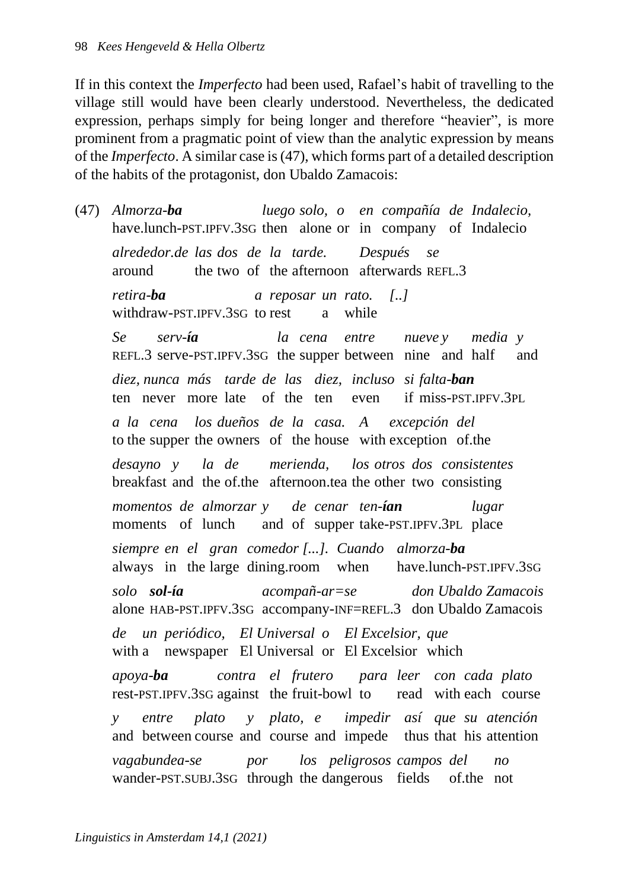If in this context the *Imperfecto* had been used, Rafael's habit of travelling to the village still would have been clearly understood. Nevertheless, the dedicated expression, perhaps simply for being longer and therefore "heavier", is more prominent from a pragmatic point of view than the analytic expression by means of the *Imperfecto*. A similar case is (47), which forms part of a detailed description of the habits of the protagonist, don Ubaldo Zamacois:

(47) *Almorza-**ba** luego solo, o en compañía de Indalecio,*
have.lunch-PST.IPFV.3SG then alone or in company of Indalecio
*alrededor.de las dos de la tarde. Después se*
around the two of the afternoon afterwards REFL.3
*retira-**ba** a reposar un rato. [..]*
withdraw-PST.IPFV.3SG to rest a while
*Se serv-**ía** la cena entre nueve y media y*
REFL.3 serve-PST.IPFV.3SG the supper between nine and half and
*diez, nunca más tarde de las diez, incluso si falta-**ban***
ten never more late of the ten even if miss-PST.IPFV.3PL
*a la cena los dueños de la casa. A excepción del*
to the supper the owners of the house with exception of.the
*desayno y la de merienda, los otros dos consistentes*
breakfast and the of.the afternoon.tea the other two consisting
*momentos de almorzar y de cenar ten-**ían** lugar*
moments of lunch and of supper take-PST.IPFV.3PL place
*siempre en el gran comedor [...]. Cuando almorza-**ba***
always in the large dining.room when have.lunch-PST.IPFV.3SG
*solo **sol-ía** acompañ-ar=se don Ubaldo Zamacois*
alone HAB-PST.IPFV.3SG accompany-INF=REFL.3 don Ubaldo Zamacois
*de un periódico, El Universal o El Excelsior, que*
with a newspaper El Universal or El Excelsior which
*apoya-**ba** contra el frutero para leer con cada plato*
rest-PST.IPFV.3SG against the fruit-bowl to read with each course
*y entre plato y plato, e impedir así que su atención*
and between course and course and impede thus that his attention
*vagabundea-se por los peligrosos campos del no*
wander-PST.SUBJ.3SG through the dangerous fields of.the not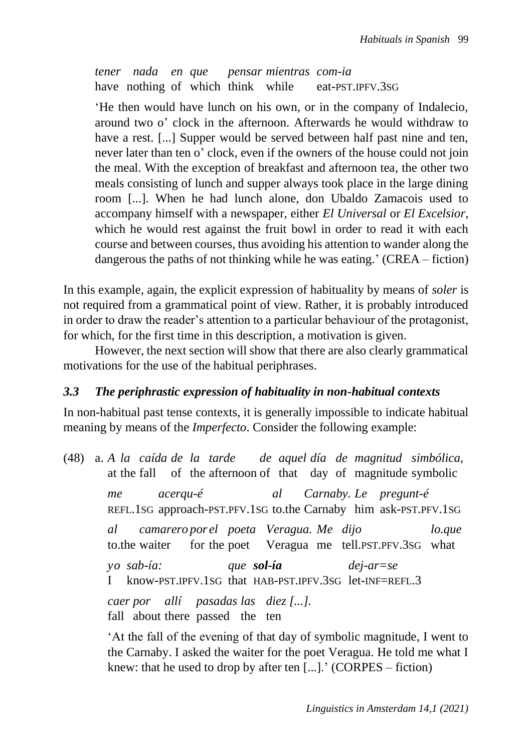*tener nada en que pensar mientras com-ia*
have nothing of which think while eat-PST.IPFV.3SG

'He then would have lunch on his own, or in the company of Indalecio, around two o' clock in the afternoon. Afterwards he would withdraw to have a rest. [...] Supper would be served between half past nine and ten, never later than ten o' clock, even if the owners of the house could not join the meal. With the exception of breakfast and afternoon tea, the other two meals consisting of lunch and supper always took place in the large dining room [...]. When he had lunch alone, don Ubaldo Zamacois used to accompany himself with a newspaper, either *El Universal* or *El Excelsior*, which he would rest against the fruit bowl in order to read it with each course and between courses, thus avoiding his attention to wander along the dangerous the paths of not thinking while he was eating.' (CREA – fiction)

In this example, again, the explicit expression of habituality by means of *soler* is not required from a grammatical point of view. Rather, it is probably introduced in order to draw the reader's attention to a particular behaviour of the protagonist, for which, for the first time in this description, a motivation is given.

However, the next section will show that there are also clearly grammatical motivations for the use of the habitual periphrases.

### *3.3 The periphrastic expression of habituality in non-habitual contexts*

In non-habitual past tense contexts, it is generally impossible to indicate habitual meaning by means of the *Imperfecto*. Consider the following example:

(48) a. *A la caída de la tarde de aquel día de magnitud simbólica,*
at the fall of the afternoon of that day of magnitude symbolic

*me acerqu-é al Carnaby. Le pregunt-é*
REFL.1SG approach-PST.PFV.1SG to.the Carnaby him ask-PST.PFV.1SG

*al camarero por el poeta Veragua. Me dijo lo.que*
to.the waiter for the poet Veragua me tell.PST.PFV.3SG what

*yo sab-ía: que **sol-ía** dej-ar=se*
I know-PST.IPFV.1SG that HAB-PST.IPFV.3SG let-INF=REFL.3

*caer por allí pasadas las diez [...].*
fall about there passed the ten

'At the fall of the evening of that day of symbolic magnitude, I went to the Carnaby. I asked the waiter for the poet Veragua. He told me what I knew: that he used to drop by after ten [...].' (CORPES – fiction)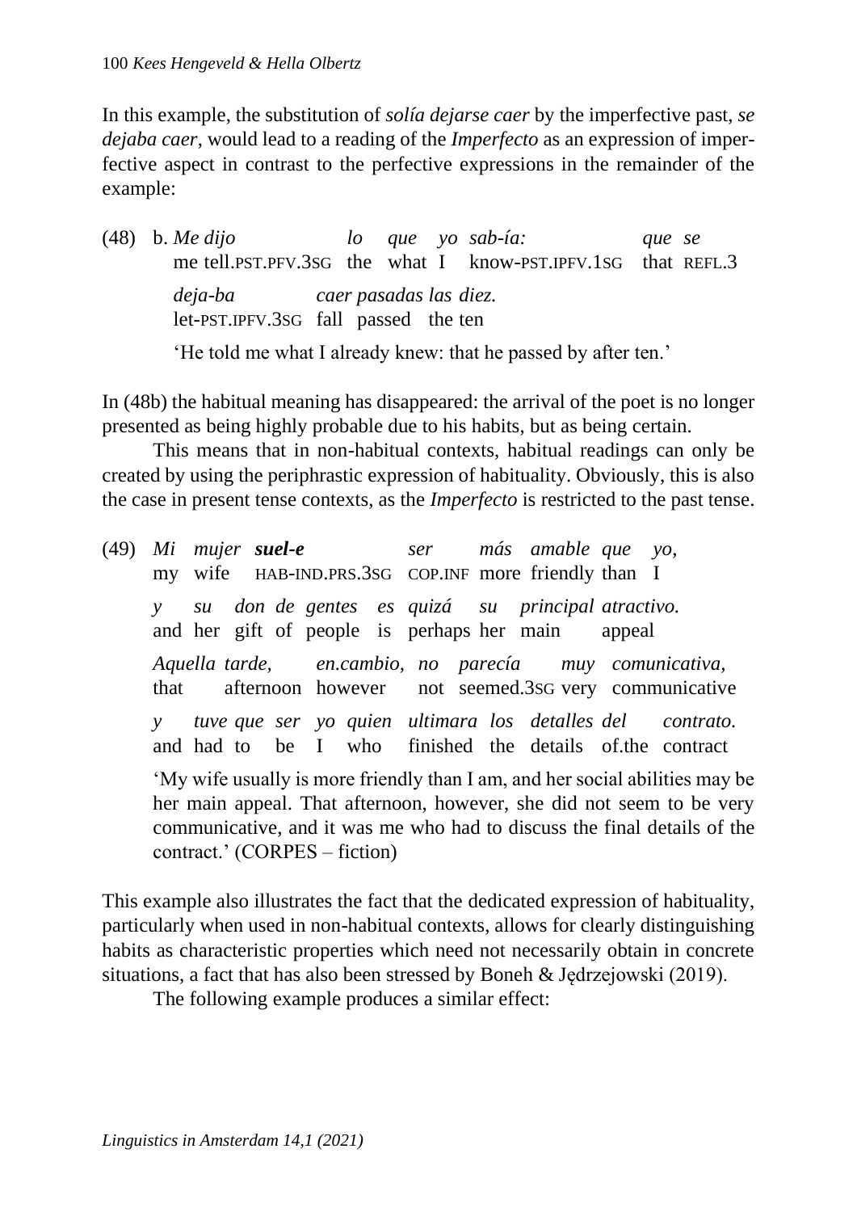In this example, the substitution of *solía dejarse caer* by the imperfective past, *se dejaba caer*, would lead to a reading of the *Imperfecto* as an expression of imperfective aspect in contrast to the perfective expressions in the remainder of the example:

(48) b. *Me dijo lo que yo sab-ía: que se*
me tell.PST.PFV.3SG the what I know-PST.IPFV.1SG that REFL.3
*deja-ba caer pasadas las diez.*
let-PST.IPFV.3SG fall passed the ten
'He told me what I already knew: that he passed by after ten.'

In (48b) the habitual meaning has disappeared: the arrival of the poet is no longer presented as being highly probable due to his habits, but as being certain.

This means that in non-habitual contexts, habitual readings can only be created by using the periphrastic expression of habituality. Obviously, this is also the case in present tense contexts, as the *Imperfecto* is restricted to the past tense.

(49) *Mi mujer* ***suel-e*** *ser más amable que yo,*
my wife HAB-IND.PRS.3SG COP.INF more friendly than I
*y su don de gentes es quizá su principal atractivo.*
and her gift of people is perhaps her main appeal
*Aquella tarde, en.cambio, no parecía muy comunicativa,*
that afternoon however not seemed.3SG very communicative
*y tuve que ser yo quien ultimara los detalles del contrato.*
and had to be I who finished the details of.the contract
'My wife usually is more friendly than I am, and her social abilities may be her main appeal. That afternoon, however, she did not seem to be very communicative, and it was me who had to discuss the final details of the contract.' (CORPES – fiction)

This example also illustrates the fact that the dedicated expression of habituality, particularly when used in non-habitual contexts, allows for clearly distinguishing habits as characteristic properties which need not necessarily obtain in concrete situations, a fact that has also been stressed by Boneh & Jędrzejowski (2019).

The following example produces a similar effect: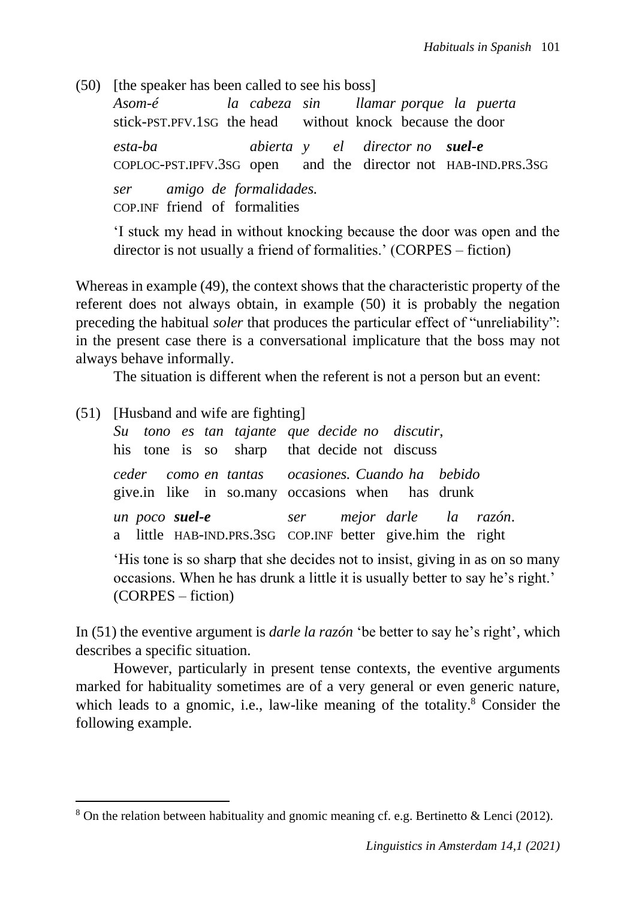(50) [the speaker has been called to see his boss]

*Asom-é* *la* *cabeza* *sin* *llamar* *porque* *la* *puerta*
stick-PST.PFV.1SG the head without knock because the door

*esta-ba* *abierta* *y* *el* *director* *no* ***suel-e***
COPLOC-PST.IPFV.3SG open and the director not HAB-IND.PRS.3SG

*ser* *amigo* *de* *formalidades.*
COP.INF friend of formalities

'I stuck my head in without knocking because the door was open and the director is not usually a friend of formalities.' (CORPES – fiction)

Whereas in example (49), the context shows that the characteristic property of the referent does not always obtain, in example (50) it is probably the negation preceding the habitual *soler* that produces the particular effect of "unreliability": in the present case there is a conversational implicature that the boss may not always behave informally.

The situation is different when the referent is not a person but an event:

(51) [Husband and wife are fighting]

*Su* *tono* *es* *tan* *tajante* *que* *decide* *no* *discutir,*
his tone is so sharp that decide not discuss

*ceder* *como* *en* *tantas* *ocasiones.* *Cuando* *ha* *bebido*
give.in like in so.many occasions when has drunk

*un* *poco* ***suel-e*** *ser* *mejor* *darle* *la* *razón*.
a little HAB-IND.PRS.3SG COP.INF better give.him the right

'His tone is so sharp that she decides not to insist, giving in as on so many occasions. When he has drunk a little it is usually better to say he's right.' (CORPES – fiction)

In (51) the eventive argument is *darle la razón* 'be better to say he's right', which describes a specific situation.

However, particularly in present tense contexts, the eventive arguments marked for habituality sometimes are of a very general or even generic nature, which leads to a gnomic, i.e., law-like meaning of the totality.[8] Consider the following example.

[8] On the relation between habituality and gnomic meaning cf. e.g. Bertinetto & Lenci (2012).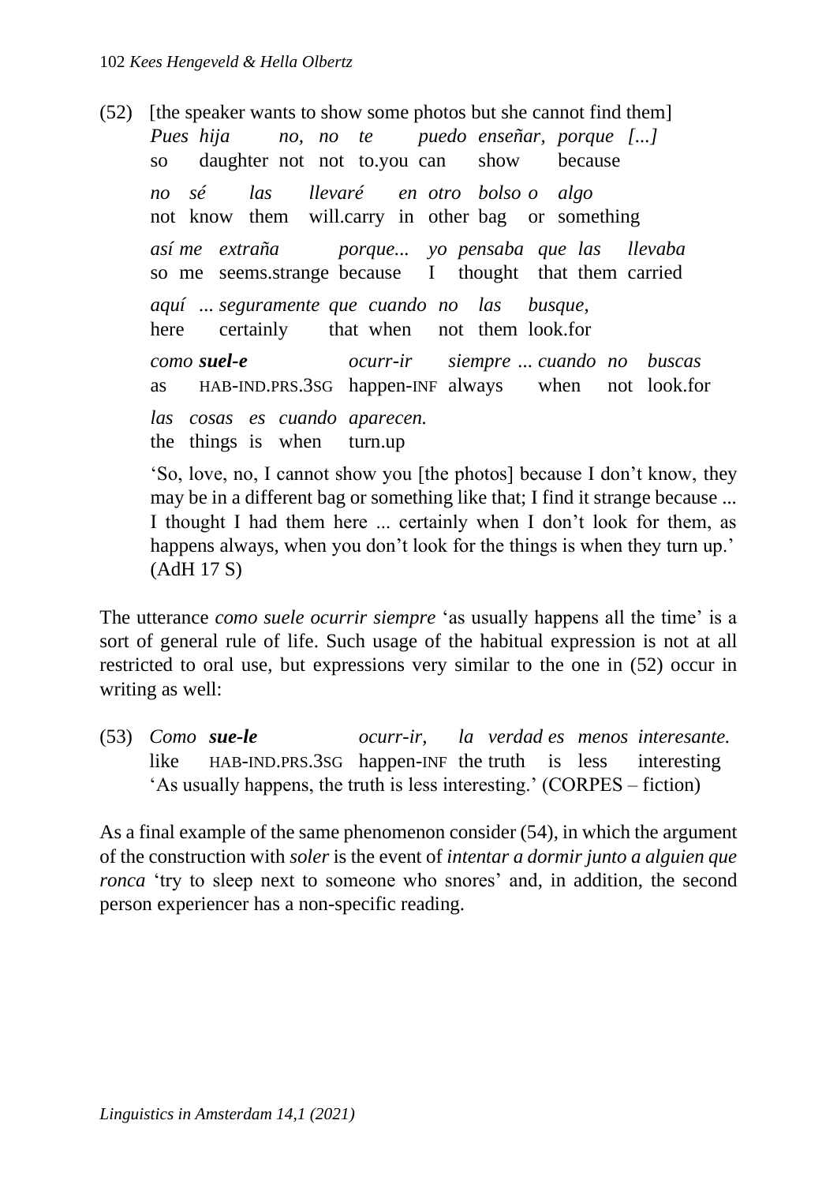(52) [the speaker wants to show some photos but she cannot find them]

*Pues hija no, no te puedo enseñar, porque [...]*
so daughter not not to.you can show because

*no sé las llevaré en otro bolso o algo*
not know them will.carry in other bag or something

*así me extraña porque... yo pensaba que las llevaba*
so me seems.strange because I thought that them carried

*aquí ... seguramente que cuando no las busque,*
here certainly that when not them look.for

*como **suel-e** ocurr-ir siempre ... cuando no buscas*
as HAB-IND.PRS.3SG happen-INF always when not look.for

*las cosas es cuando aparecen.*
the things is when turn.up

'So, love, no, I cannot show you [the photos] because I don't know, they may be in a different bag or something like that; I find it strange because ... I thought I had them here ... certainly when I don't look for them, as happens always, when you don't look for the things is when they turn up.' (AdH 17 S)

The utterance *como suele ocurrir siempre* 'as usually happens all the time' is a sort of general rule of life. Such usage of the habitual expression is not at all restricted to oral use, but expressions very similar to the one in (52) occur in writing as well:

(53) *Como **sue-le** ocurr-ir, la verdad es menos interesante.*
like HAB-IND.PRS.3SG happen-INF the truth is less interesting
'As usually happens, the truth is less interesting.' (CORPES – fiction)

As a final example of the same phenomenon consider (54), in which the argument of the construction with *soler* is the event of *intentar a dormir junto a alguien que ronca* 'try to sleep next to someone who snores' and, in addition, the second person experiencer has a non-specific reading.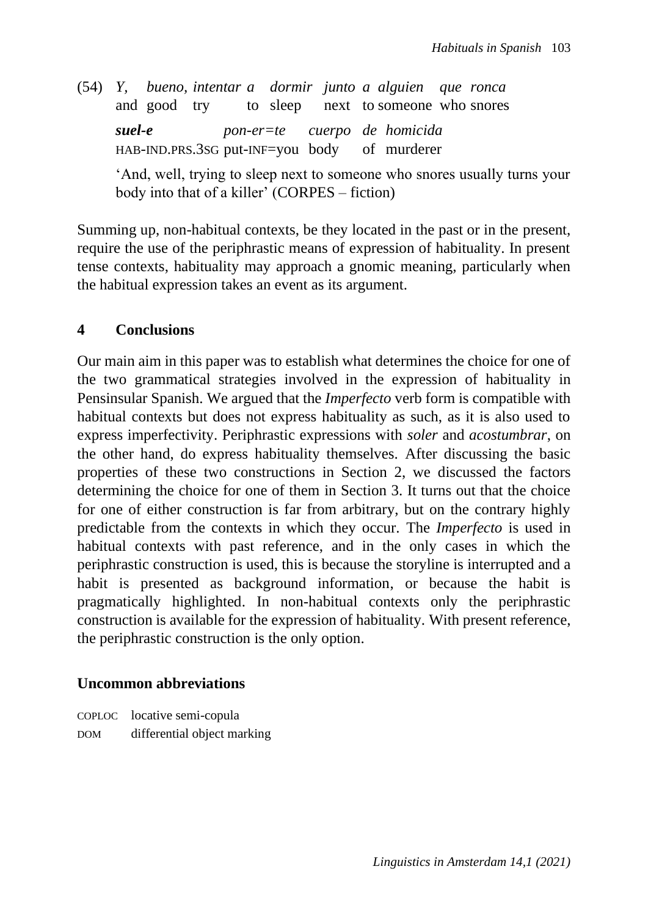(54) *Y, bueno, intentar a dormir junto a alguien que ronca*
and good try to sleep next to someone who snores

***suel-e*** *pon-er=te cuerpo de homicida*
HAB-IND.PRS.3SG put-INF=you body of murderer

'And, well, trying to sleep next to someone who snores usually turns your body into that of a killer' (CORPES – fiction)

Summing up, non-habitual contexts, be they located in the past or in the present, require the use of the periphrastic means of expression of habituality. In present tense contexts, habituality may approach a gnomic meaning, particularly when the habitual expression takes an event as its argument.

## 4 Conclusions

Our main aim in this paper was to establish what determines the choice for one of the two grammatical strategies involved in the expression of habituality in Pensinsular Spanish. We argued that the *Imperfecto* verb form is compatible with habitual contexts but does not express habituality as such, as it is also used to express imperfectivity. Periphrastic expressions with *soler* and *acostumbrar*, on the other hand, do express habituality themselves. After discussing the basic properties of these two constructions in Section 2, we discussed the factors determining the choice for one of them in Section 3. It turns out that the choice for one of either construction is far from arbitrary, but on the contrary highly predictable from the contexts in which they occur. The *Imperfecto* is used in habitual contexts with past reference, and in the only cases in which the periphrastic construction is used, this is because the storyline is interrupted and a habit is presented as background information, or because the habit is pragmatically highlighted. In non-habitual contexts only the periphrastic construction is available for the expression of habituality. With present reference, the periphrastic construction is the only option.

## Uncommon abbreviations

COPLOC locative semi-copula
DOM differential object marking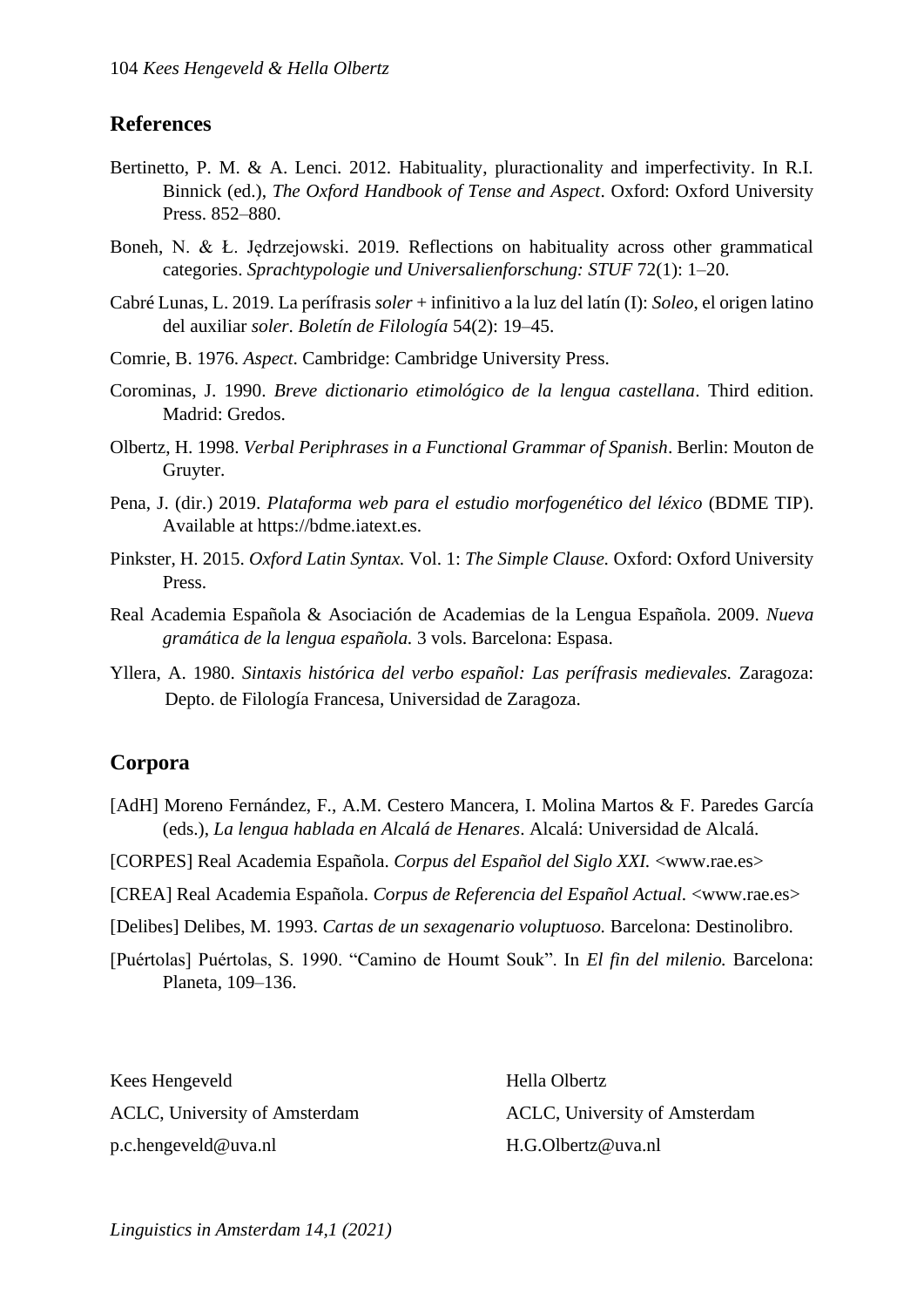## References

Bertinetto, P. M. & A. Lenci. 2012. Habituality, pluractionality and imperfectivity. In R.I. Binnick (ed.), *The Oxford Handbook of Tense and Aspect*. Oxford: Oxford University Press. 852–880.

Boneh, N. & Ł. Jędrzejowski. 2019. Reflections on habituality across other grammatical categories. *Sprachtypologie und Universalienforschung: STUF* 72(1): 1–20.

Cabré Lunas, L. 2019. La perífrasis *soler* + infinitivo a la luz del latín (I): *Soleo*, el origen latino del auxiliar *soler*. *Boletín de Filología* 54(2): 19–45.

Comrie, B. 1976. *Aspect*. Cambridge: Cambridge University Press.

Corominas, J. 1990. *Breve dictionario etimológico de la lengua castellana*. Third edition. Madrid: Gredos.

Olbertz, H. 1998. *Verbal Periphrases in a Functional Grammar of Spanish*. Berlin: Mouton de Gruyter.

Pena, J. (dir.) 2019. *Plataforma web para el estudio morfogenético del léxico* (BDME TIP). Available at https://bdme.iatext.es.

Pinkster, H. 2015. *Oxford Latin Syntax.* Vol. 1: *The Simple Clause.* Oxford: Oxford University Press.

Real Academia Española & Asociación de Academias de la Lengua Española. 2009. *Nueva gramática de la lengua española.* 3 vols. Barcelona: Espasa.

Yllera, A. 1980. *Sintaxis histórica del verbo español: Las perífrasis medievales.* Zaragoza: Depto. de Filología Francesa, Universidad de Zaragoza.

## Corpora

[AdH] Moreno Fernández, F., A.M. Cestero Mancera, I. Molina Martos & F. Paredes García (eds.), *La lengua hablada en Alcalá de Henares*. Alcalá: Universidad de Alcalá.

[CORPES] Real Academia Española. *Corpus del Español del Siglo XXI.* <www.rae.es>

[CREA] Real Academia Española. *Corpus de Referencia del Español Actual.* <www.rae.es>

[Delibes] Delibes, M. 1993. *Cartas de un sexagenario voluptuoso.* Barcelona: Destinolibro.

[Puértolas] Puértolas, S. 1990. "Camino de Houmt Souk". In *El fin del milenio.* Barcelona: Planeta, 109–136.

Kees Hengeveld
ACLC, University of Amsterdam
p.c.hengeveld@uva.nl

Hella Olbertz
ACLC, University of Amsterdam
H.G.Olbertz@uva.nl